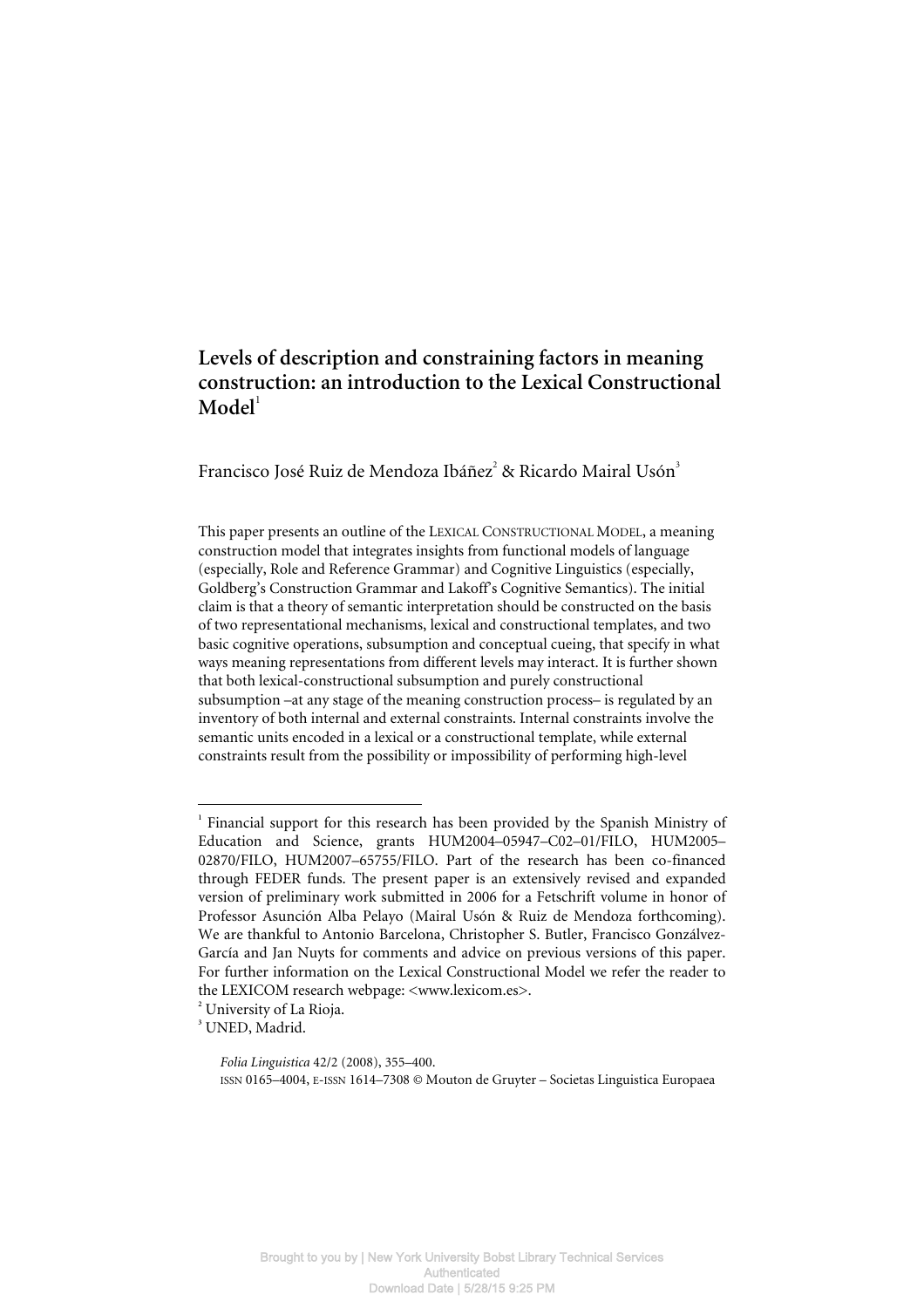# Levels of description and constraining factors in meaning construction: an introduction to the Lexical Constructional Model[1]

Francisco José Ruiz de Mendoza Ibáñez[2] & Ricardo Mairal Usón[3]

This paper presents an outline of the LEXICAL CONSTRUCTIONAL MODEL, a meaning construction model that integrates insights from functional models of language (especially, Role and Reference Grammar) and Cognitive Linguistics (especially, Goldberg's Construction Grammar and Lakoff's Cognitive Semantics). The initial claim is that a theory of semantic interpretation should be constructed on the basis of two representational mechanisms, lexical and constructional templates, and two basic cognitive operations, subsumption and conceptual cueing, that specify in what ways meaning representations from different levels may interact. It is further shown that both lexical-constructional subsumption and purely constructional subsumption –at any stage of the meaning construction process– is regulated by an inventory of both internal and external constraints. Internal constraints involve the semantic units encoded in a lexical or a constructional template, while external constraints result from the possibility or impossibility of performing high-level

---

[1] Financial support for this research has been provided by the Spanish Ministry of Education and Science, grants HUM2004–05947–C02–01/FILO, HUM2005–02870/FILO, HUM2007–65755/FILO. Part of the research has been co-financed through FEDER funds. The present paper is an extensively revised and expanded version of preliminary work submitted in 2006 for a Fetschrift volume in honor of Professor Asunción Alba Pelayo (Mairal Usón & Ruiz de Mendoza forthcoming). We are thankful to Antonio Barcelona, Christopher S. Butler, Francisco Gonzálvez-García and Jan Nuyts for comments and advice on previous versions of this paper. For further information on the Lexical Constructional Model we refer the reader to the LEXICOM research webpage: <www.lexicom.es>.

[2] University of La Rioja.

[3] UNED, Madrid.

*Folia Linguistica* 42/2 (2008), 355–400.
ISSN 0165–4004, E-ISSN 1614–7308 © Mouton de Gruyter – Societas Linguistica Europaea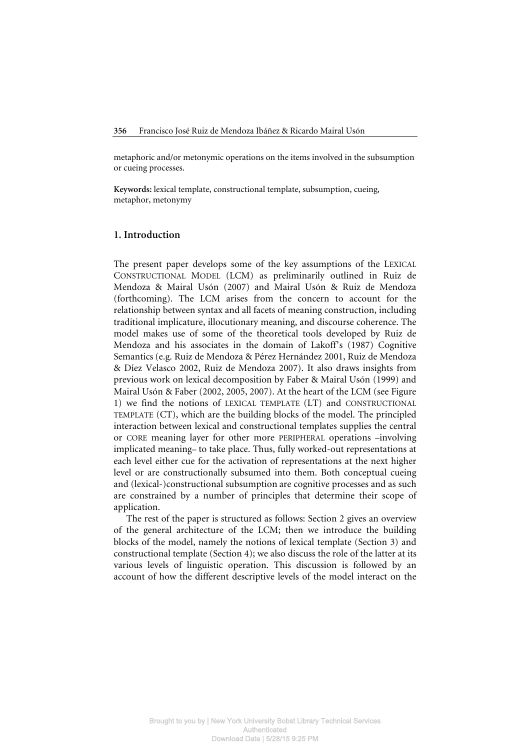metaphoric and/or metonymic operations on the items involved in the subsumption or cueing processes.

**Keywords:** lexical template, constructional template, subsumption, cueing, metaphor, metonymy

## 1. Introduction

The present paper develops some of the key assumptions of the LEXICAL CONSTRUCTIONAL MODEL (LCM) as preliminarily outlined in Ruiz de Mendoza & Mairal Usón (2007) and Mairal Usón & Ruiz de Mendoza (forthcoming). The LCM arises from the concern to account for the relationship between syntax and all facets of meaning construction, including traditional implicature, illocutionary meaning, and discourse coherence. The model makes use of some of the theoretical tools developed by Ruiz de Mendoza and his associates in the domain of Lakoff's (1987) Cognitive Semantics (e.g. Ruiz de Mendoza & Pérez Hernández 2001, Ruiz de Mendoza & Díez Velasco 2002, Ruiz de Mendoza 2007). It also draws insights from previous work on lexical decomposition by Faber & Mairal Usón (1999) and Mairal Usón & Faber (2002, 2005, 2007). At the heart of the LCM (see Figure 1) we find the notions of LEXICAL TEMPLATE (LT) and CONSTRUCTIONAL TEMPLATE (CT), which are the building blocks of the model. The principled interaction between lexical and constructional templates supplies the central or CORE meaning layer for other more PERIPHERAL operations –involving implicated meaning– to take place. Thus, fully worked-out representations at each level either cue for the activation of representations at the next higher level or are constructionally subsumed into them. Both conceptual cueing and (lexical-)constructional subsumption are cognitive processes and as such are constrained by a number of principles that determine their scope of application.

The rest of the paper is structured as follows: Section 2 gives an overview of the general architecture of the LCM; then we introduce the building blocks of the model, namely the notions of lexical template (Section 3) and constructional template (Section 4); we also discuss the role of the latter at its various levels of linguistic operation. This discussion is followed by an account of how the different descriptive levels of the model interact on the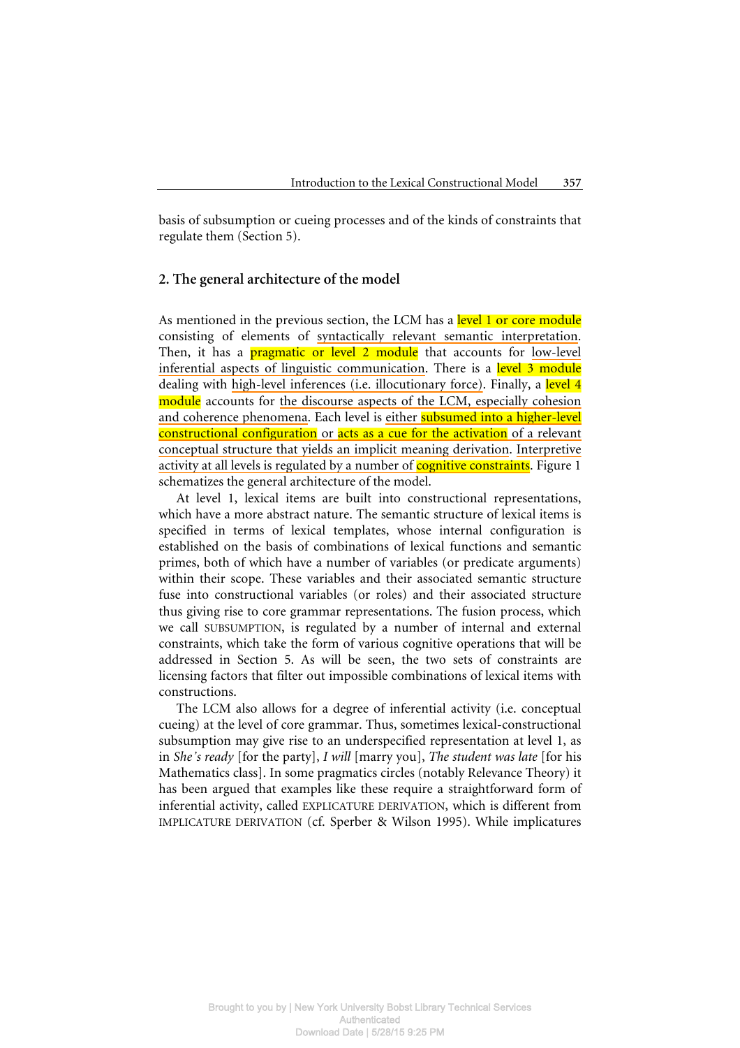basis of subsumption or cueing processes and of the kinds of constraints that regulate them (Section 5).

## 2. The general architecture of the model

As mentioned in the previous section, the LCM has a level 1 or core module consisting of elements of syntactically relevant semantic interpretation. Then, it has a pragmatic or level 2 module that accounts for low-level inferential aspects of linguistic communication. There is a level 3 module dealing with high-level inferences (i.e. illocutionary force). Finally, a level 4 module accounts for the discourse aspects of the LCM, especially cohesion and coherence phenomena. Each level is either subsumed into a higher-level constructional configuration or acts as a cue for the activation of a relevant conceptual structure that yields an implicit meaning derivation. Interpretive activity at all levels is regulated by a number of cognitive constraints. Figure 1 schematizes the general architecture of the model.

At level 1, lexical items are built into constructional representations, which have a more abstract nature. The semantic structure of lexical items is specified in terms of lexical templates, whose internal configuration is established on the basis of combinations of lexical functions and semantic primes, both of which have a number of variables (or predicate arguments) within their scope. These variables and their associated semantic structure fuse into constructional variables (or roles) and their associated structure thus giving rise to core grammar representations. The fusion process, which we call SUBSUMPTION, is regulated by a number of internal and external constraints, which take the form of various cognitive operations that will be addressed in Section 5. As will be seen, the two sets of constraints are licensing factors that filter out impossible combinations of lexical items with constructions.

The LCM also allows for a degree of inferential activity (i.e. conceptual cueing) at the level of core grammar. Thus, sometimes lexical-constructional subsumption may give rise to an underspecified representation at level 1, as in *She's ready* [for the party], *I will* [marry you], *The student was late* [for his Mathematics class]. In some pragmatics circles (notably Relevance Theory) it has been argued that examples like these require a straightforward form of inferential activity, called EXPLICATURE DERIVATION, which is different from IMPLICATURE DERIVATION (cf. Sperber & Wilson 1995). While implicatures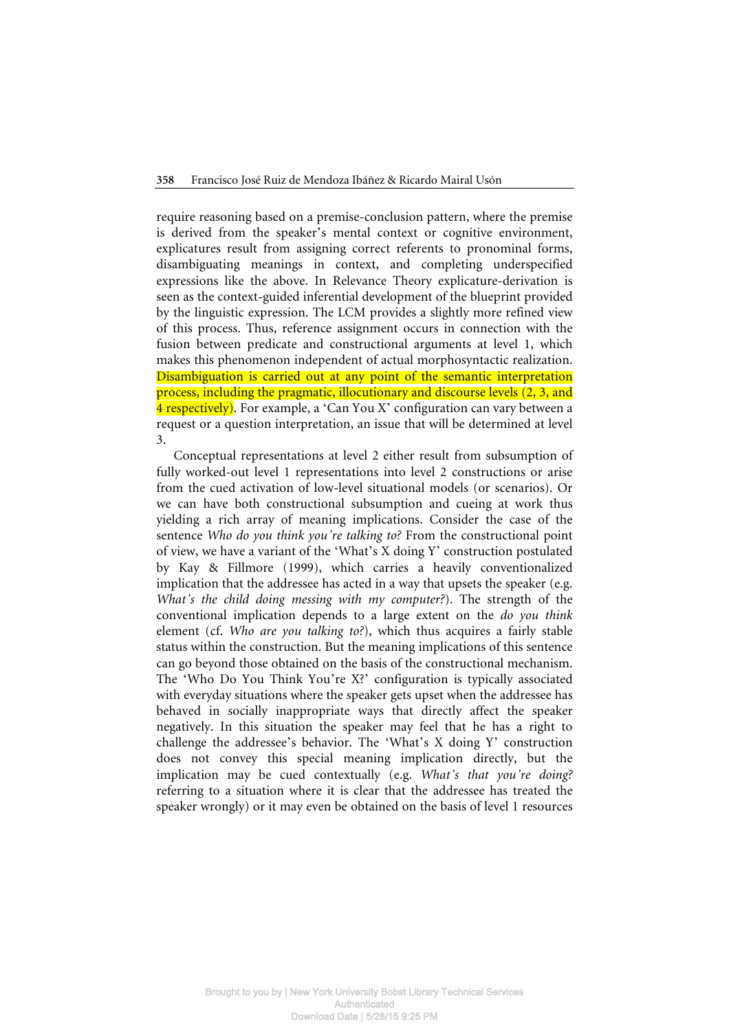require reasoning based on a premise-conclusion pattern, where the premise is derived from the speaker's mental context or cognitive environment, explicatures result from assigning correct referents to pronominal forms, disambiguating meanings in context, and completing underspecified expressions like the above. In Relevance Theory explicature-derivation is seen as the context-guided inferential development of the blueprint provided by the linguistic expression. The LCM provides a slightly more refined view of this process. Thus, reference assignment occurs in connection with the fusion between predicate and constructional arguments at level 1, which makes this phenomenon independent of actual morphosyntactic realization. Disambiguation is carried out at any point of the semantic interpretation process, including the pragmatic, illocutionary and discourse levels (2, 3, and 4 respectively). For example, a 'Can You X' configuration can vary between a request or a question interpretation, an issue that will be determined at level 3.

Conceptual representations at level 2 either result from subsumption of fully worked-out level 1 representations into level 2 constructions or arise from the cued activation of low-level situational models (or scenarios). Or we can have both constructional subsumption and cueing at work thus yielding a rich array of meaning implications. Consider the case of the sentence *Who do you think you're talking to?* From the constructional point of view, we have a variant of the 'What's X doing Y' construction postulated by Kay & Fillmore (1999), which carries a heavily conventionalized implication that the addressee has acted in a way that upsets the speaker (e.g. *What's the child doing messing with my computer?*). The strength of the conventional implication depends to a large extent on the *do you think* element (cf. *Who are you talking to?*), which thus acquires a fairly stable status within the construction. But the meaning implications of this sentence can go beyond those obtained on the basis of the constructional mechanism. The 'Who Do You Think You're X?' configuration is typically associated with everyday situations where the speaker gets upset when the addressee has behaved in socially inappropriate ways that directly affect the speaker negatively. In this situation the speaker may feel that he has a right to challenge the addressee's behavior. The 'What's X doing Y' construction does not convey this special meaning implication directly, but the implication may be cued contextually (e.g. *What's that you're doing?* referring to a situation where it is clear that the addressee has treated the speaker wrongly) or it may even be obtained on the basis of level 1 resources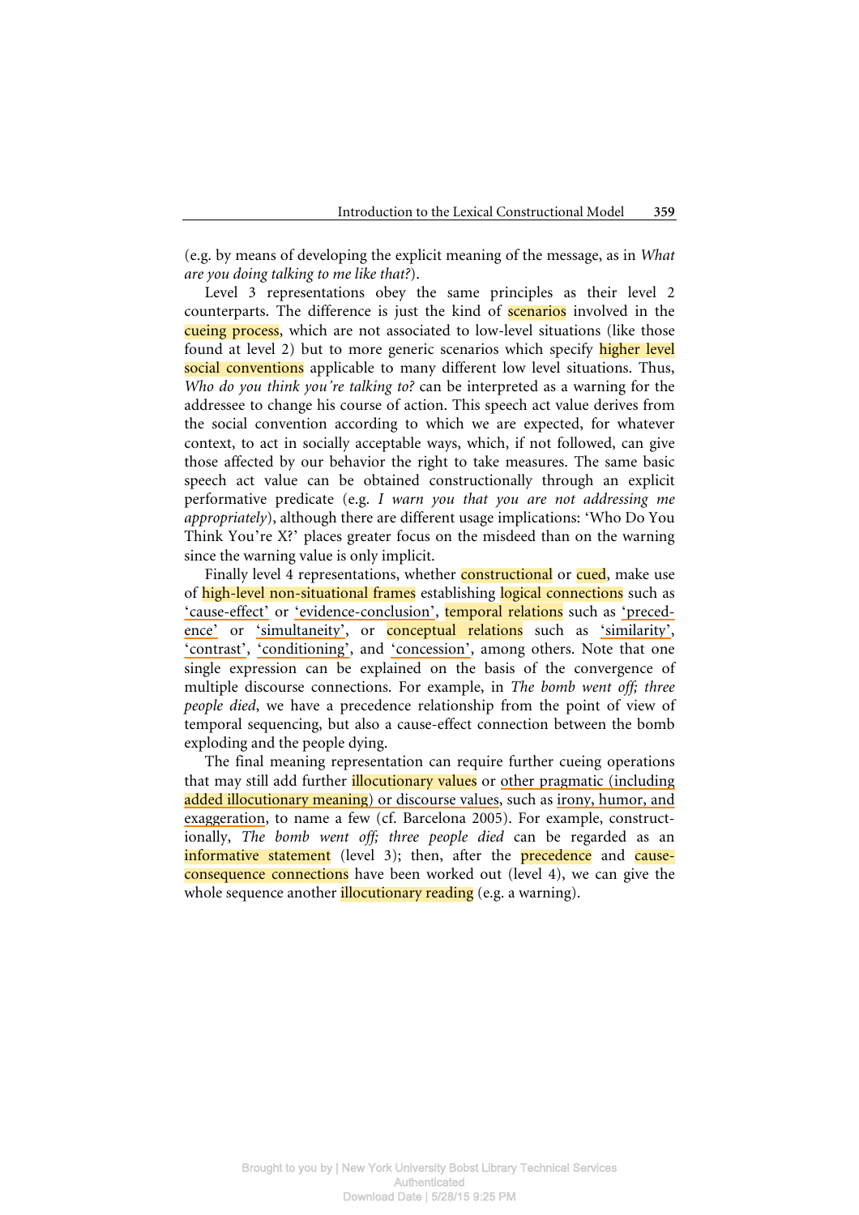(e.g. by means of developing the explicit meaning of the message, as in *What are you doing talking to me like that?*).

Level 3 representations obey the same principles as their level 2 counterparts. The difference is just the kind of scenarios involved in the cueing process, which are not associated to low-level situations (like those found at level 2) but to more generic scenarios which specify higher level social conventions applicable to many different low level situations. Thus, *Who do you think you're talking to?* can be interpreted as a warning for the addressee to change his course of action. This speech act value derives from the social convention according to which we are expected, for whatever context, to act in socially acceptable ways, which, if not followed, can give those affected by our behavior the right to take measures. The same basic speech act value can be obtained constructionally through an explicit performative predicate (e.g. *I warn you that you are not addressing me appropriately*), although there are different usage implications: 'Who Do You Think You're X?' places greater focus on the misdeed than on the warning since the warning value is only implicit.

Finally level 4 representations, whether constructional or cued, make use of high-level non-situational frames establishing logical connections such as 'cause-effect' or 'evidence-conclusion', temporal relations such as 'precedence' or 'simultaneity', or conceptual relations such as 'similarity', 'contrast', 'conditioning', and 'concession', among others. Note that one single expression can be explained on the basis of the convergence of multiple discourse connections. For example, in *The bomb went off; three people died*, we have a precedence relationship from the point of view of temporal sequencing, but also a cause-effect connection between the bomb exploding and the people dying.

The final meaning representation can require further cueing operations that may still add further illocutionary values or other pragmatic (including added illocutionary meaning) or discourse values, such as irony, humor, and exaggeration, to name a few (cf. Barcelona 2005). For example, constructionally, *The bomb went off; three people died* can be regarded as an informative statement (level 3); then, after the precedence and cause-consequence connections have been worked out (level 4), we can give the whole sequence another illocutionary reading (e.g. a warning).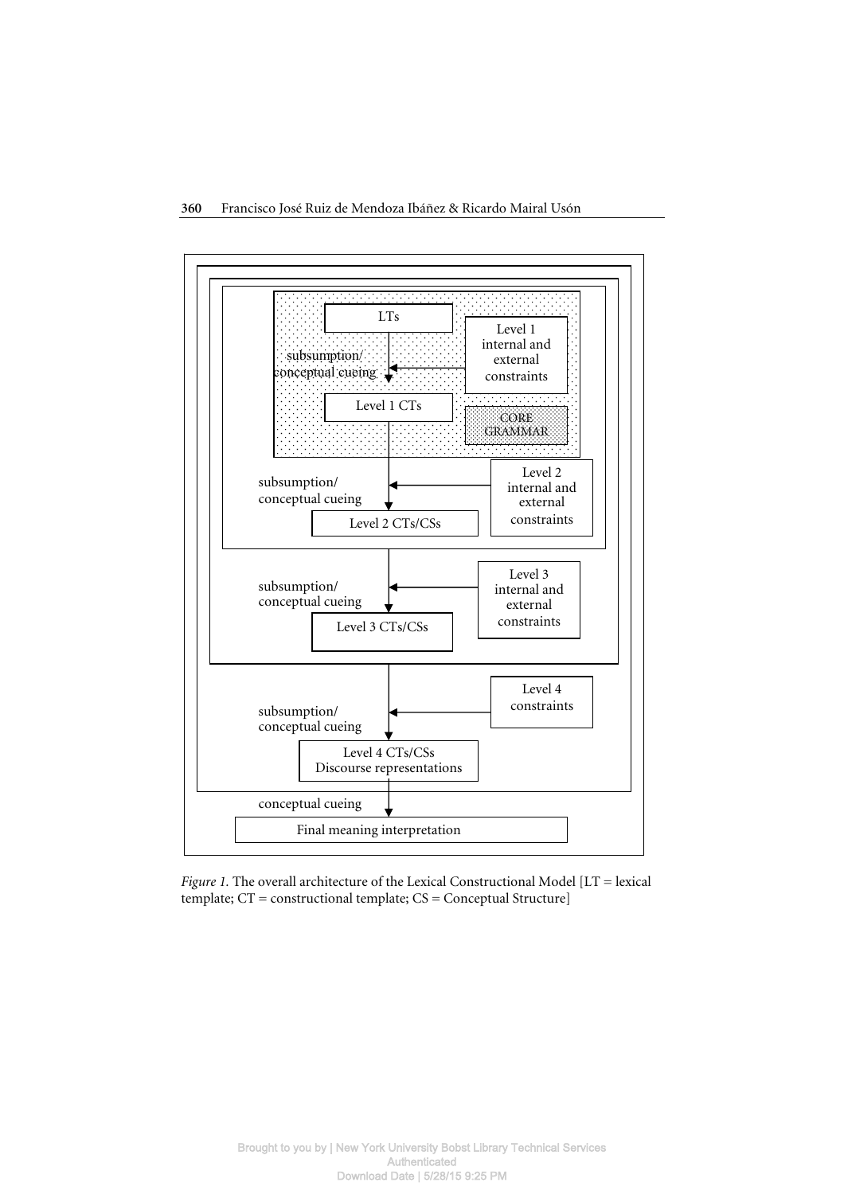LTs

Level 1 internal and external constraints

subsumption/ conceptual cueing

Level 1 CTs

CORE GRAMMAR

subsumption/ conceptual cueing

Level 2 internal and external constraints

Level 2 CTs/CSs

subsumption/ conceptual cueing

Level 3 internal and external constraints

Level 3 CTs/CSs

subsumption/ conceptual cueing

Level 4 constraints

Level 4 CTs/CSs Discourse representations

conceptual cueing

Final meaning interpretation

*Figure 1.* The overall architecture of the Lexical Constructional Model [LT = lexical template; CT = constructional template; CS = Conceptual Structure]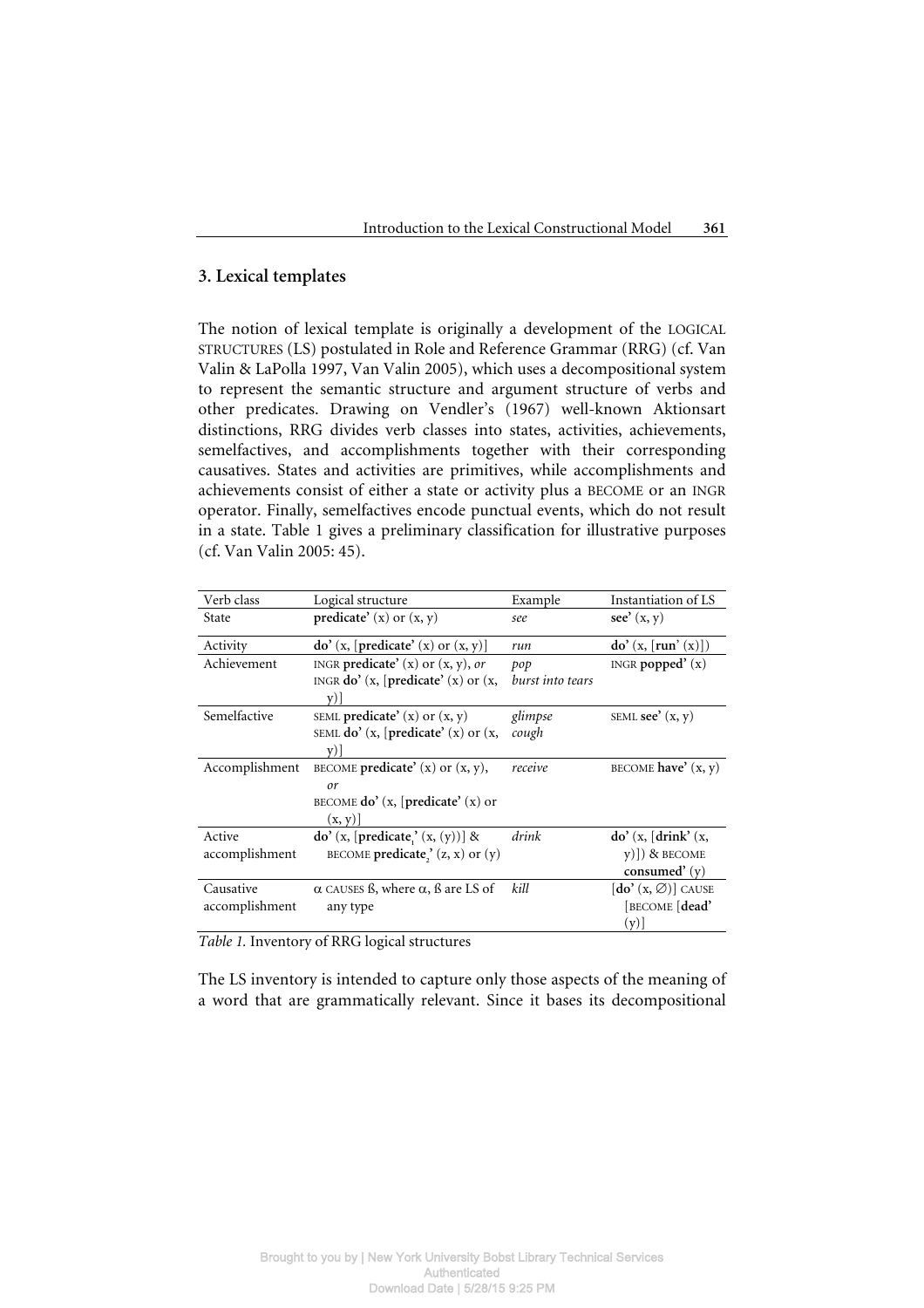## 3. Lexical templates

The notion of lexical template is originally a development of the LOGICAL STRUCTURES (LS) postulated in Role and Reference Grammar (RRG) (cf. Van Valin & LaPolla 1997, Van Valin 2005), which uses a decompositional system to represent the semantic structure and argument structure of verbs and other predicates. Drawing on Vendler's (1967) well-known Aktionsart distinctions, RRG divides verb classes into states, activities, achievements, semelfactives, and accomplishments together with their corresponding causatives. States and activities are primitives, while accomplishments and achievements consist of either a state or activity plus a BECOME or an INGR operator. Finally, semelfactives encode punctual events, which do not result in a state. Table 1 gives a preliminary classification for illustrative purposes (cf. Van Valin 2005: 45).

| Verb class | Logical structure | Example | Instantiation of LS |
|---|---|---|---|
| State | **predicate'** (x) or (x, y) | *see* | **see'** (x, y) |
| Activity | **do'** (x, [**predicate'** (x) or (x, y)] | *run* | **do'** (x, [**run'** (x)]) |
| Achievement | INGR **predicate'** (x) or (x, y), *or* INGR **do'** (x, [**predicate'** (x) or (x, y)] | *pop* *burst into tears* | INGR **popped'** (x) |
| Semelfactive | SEML **predicate'** (x) or (x, y) SEML **do'** (x, [**predicate'** (x) or (x, y)] | *glimpse* *cough* | SEML **see'** (x, y) |
| Accomplishment | BECOME **predicate'** (x) or (x, y), *or* BECOME **do'** (x, [**predicate'** (x) or (x, y)] | *receive* | BECOME **have'** (x, y) |
| Active accomplishment | **do'** (x, [**predicate$_1$'** (x, (y))] & BECOME **predicate$_2$'** (z, x) or (y) | *drink* | **do'** (x, [**drink'** (x, y)]) & BECOME **consumed'** (y) |
| Causative accomplishment | $\alpha$ CAUSES ß, where $\alpha$, ß are LS of any type | *kill* | [**do'** (x, $\varnothing$)] CAUSE [BECOME [**dead'** (y)] |

*Table 1.* Inventory of RRG logical structures

The LS inventory is intended to capture only those aspects of the meaning of a word that are grammatically relevant. Since it bases its decompositional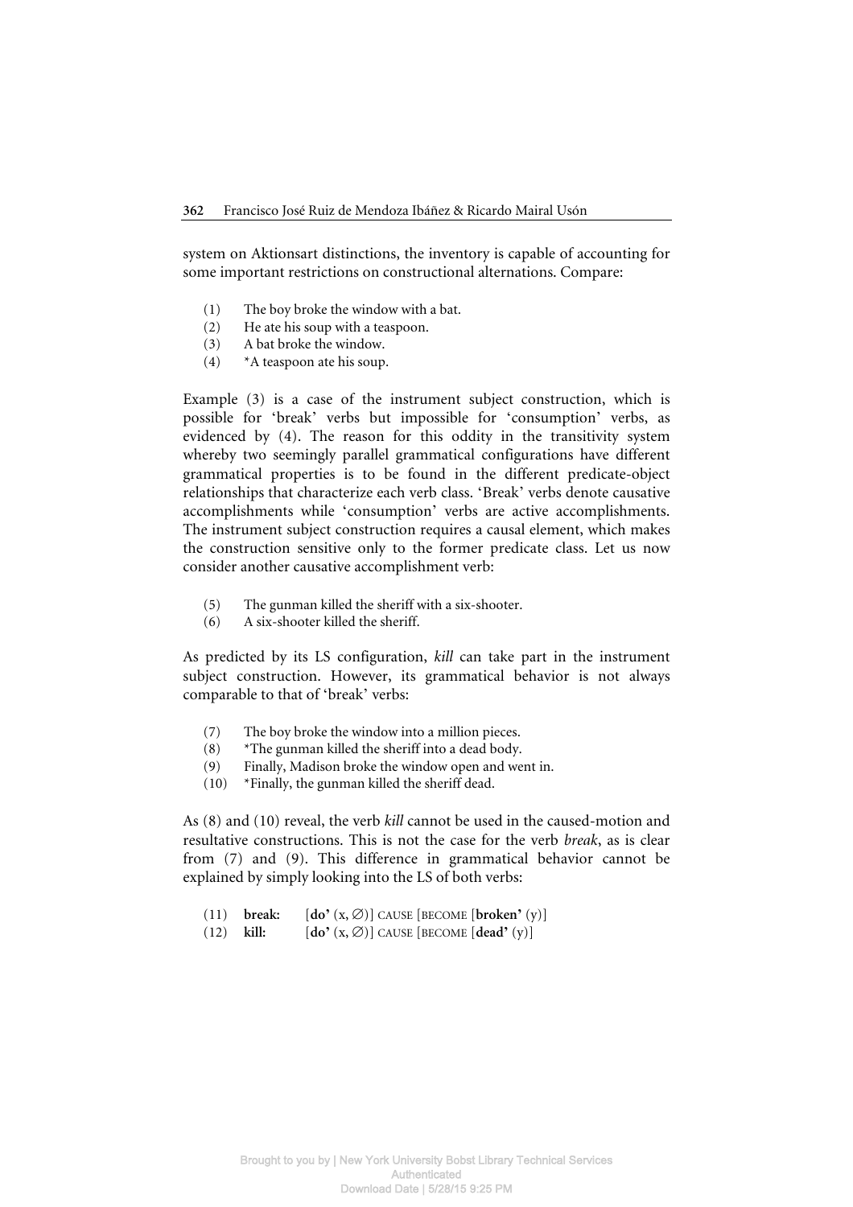system on Aktionsart distinctions, the inventory is capable of accounting for some important restrictions on constructional alternations. Compare:

(1) The boy broke the window with a bat.
(2) He ate his soup with a teaspoon.
(3) A bat broke the window.
(4) *A teaspoon ate his soup.

Example (3) is a case of the instrument subject construction, which is possible for 'break' verbs but impossible for 'consumption' verbs, as evidenced by (4). The reason for this oddity in the transitivity system whereby two seemingly parallel grammatical configurations have different grammatical properties is to be found in the different predicate-object relationships that characterize each verb class. 'Break' verbs denote causative accomplishments while 'consumption' verbs are active accomplishments. The instrument subject construction requires a causal element, which makes the construction sensitive only to the former predicate class. Let us now consider another causative accomplishment verb:

(5) The gunman killed the sheriff with a six-shooter.
(6) A six-shooter killed the sheriff.

As predicted by its LS configuration, *kill* can take part in the instrument subject construction. However, its grammatical behavior is not always comparable to that of 'break' verbs:

(7) The boy broke the window into a million pieces.
(8) *The gunman killed the sheriff into a dead body.
(9) Finally, Madison broke the window open and went in.
(10) *Finally, the gunman killed the sheriff dead.

As (8) and (10) reveal, the verb *kill* cannot be used in the caused-motion and resultative constructions. This is not the case for the verb *break*, as is clear from (7) and (9). This difference in grammatical behavior cannot be explained by simply looking into the LS of both verbs:

(11) **break:** [**do'** (x, ∅)] CAUSE [BECOME [**broken'** (y)]
(12) **kill:** [**do'** (x, ∅)] CAUSE [BECOME [**dead'** (y)]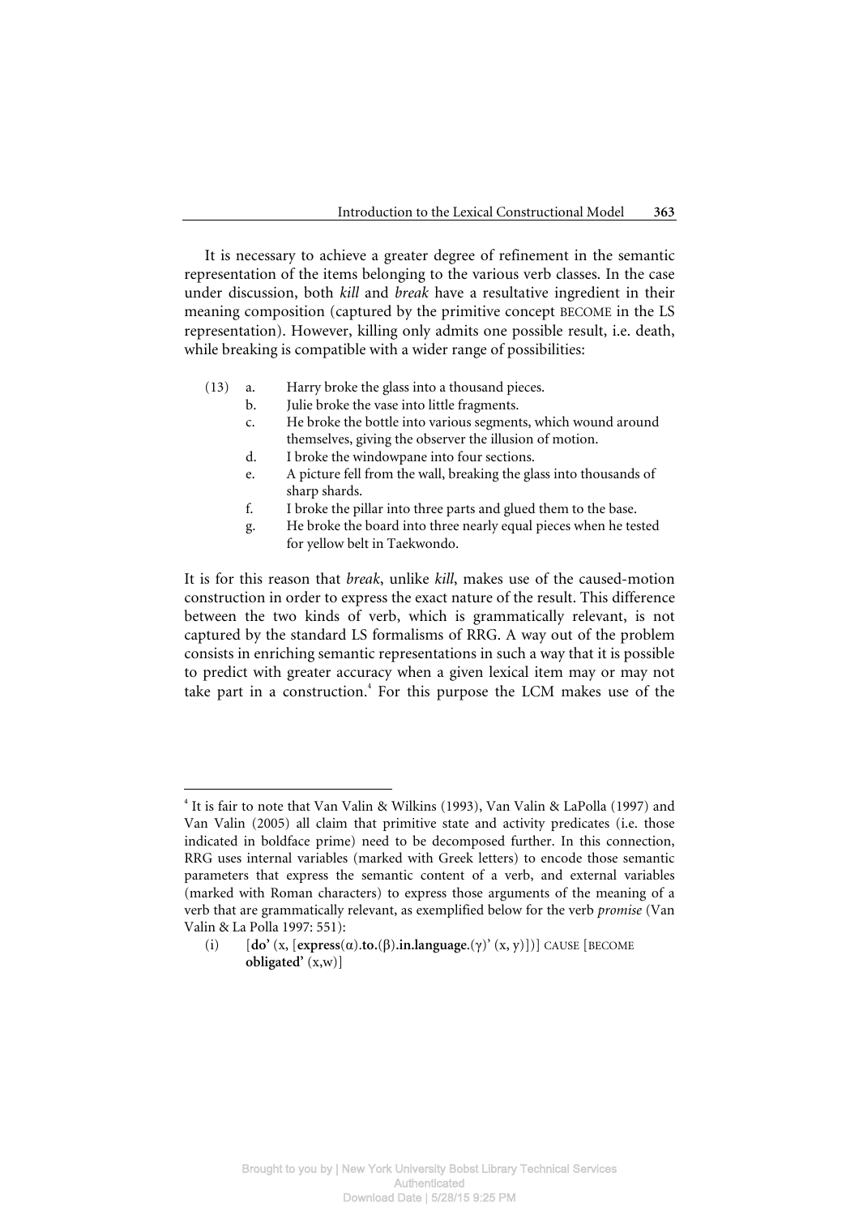It is necessary to achieve a greater degree of refinement in the semantic representation of the items belonging to the various verb classes. In the case under discussion, both *kill* and *break* have a resultative ingredient in their meaning composition (captured by the primitive concept BECOME in the LS representation). However, killing only admits one possible result, i.e. death, while breaking is compatible with a wider range of possibilities:

(13) a. Harry broke the glass into a thousand pieces.
   b. Julie broke the vase into little fragments.
   c. He broke the bottle into various segments, which wound around themselves, giving the observer the illusion of motion.
   d. I broke the windowpane into four sections.
   e. A picture fell from the wall, breaking the glass into thousands of sharp shards.
   f. I broke the pillar into three parts and glued them to the base.
   g. He broke the board into three nearly equal pieces when he tested for yellow belt in Taekwondo.

It is for this reason that *break*, unlike *kill*, makes use of the caused-motion construction in order to express the exact nature of the result. This difference between the two kinds of verb, which is grammatically relevant, is not captured by the standard LS formalisms of RRG. A way out of the problem consists in enriching semantic representations in such a way that it is possible to predict with greater accuracy when a given lexical item may or may not take part in a construction.[4] For this purpose the LCM makes use of the

---

[4] It is fair to note that Van Valin & Wilkins (1993), Van Valin & LaPolla (1997) and Van Valin (2005) all claim that primitive state and activity predicates (i.e. those indicated in boldface prime) need to be decomposed further. In this connection, RRG uses internal variables (marked with Greek letters) to encode those semantic parameters that express the semantic content of a verb, and external variables (marked with Roman characters) to express those arguments of the meaning of a verb that are grammatically relevant, as exemplified below for the verb *promise* (Van Valin & La Polla 1997: 551):

(i) [**do'** (x, [**express**(α).**to.**(β).**in.language.**(γ)' (x, y)])] CAUSE [BECOME **obligated'** (x,w)]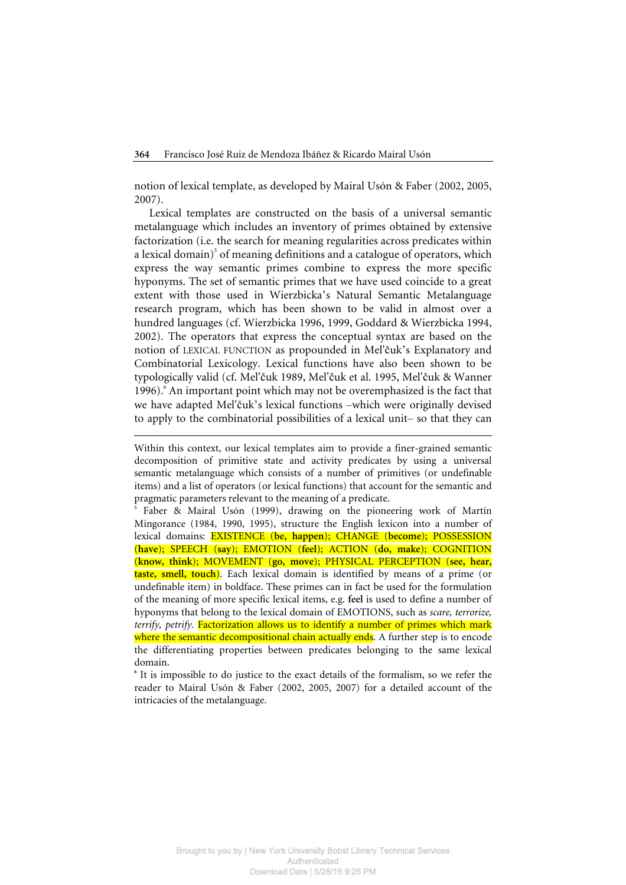notion of lexical template, as developed by Mairal Usón & Faber (2002, 2005, 2007).

Lexical templates are constructed on the basis of a universal semantic metalanguage which includes an inventory of primes obtained by extensive factorization (i.e. the search for meaning regularities across predicates within a lexical domain)[5] of meaning definitions and a catalogue of operators, which express the way semantic primes combine to express the more specific hyponyms. The set of semantic primes that we have used coincide to a great extent with those used in Wierzbicka's Natural Semantic Metalanguage research program, which has been shown to be valid in almost over a hundred languages (cf. Wierzbicka 1996, 1999, Goddard & Wierzbicka 1994, 2002). The operators that express the conceptual syntax are based on the notion of LEXICAL FUNCTION as propounded in Mel'čuk's Explanatory and Combinatorial Lexicology. Lexical functions have also been shown to be typologically valid (cf. Mel'čuk 1989, Mel'čuk et al. 1995, Mel'čuk & Wanner 1996).[6] An important point which may not be overemphasized is the fact that we have adapted Mel'čuk's lexical functions –which were originally devised to apply to the combinatorial possibilities of a lexical unit– so that they can

---

Within this context, our lexical templates aim to provide a finer-grained semantic decomposition of primitive state and activity predicates by using a universal semantic metalanguage which consists of a number of primitives (or undefinable items) and a list of operators (or lexical functions) that account for the semantic and pragmatic parameters relevant to the meaning of a predicate.

[5] Faber & Mairal Usón (1999), drawing on the pioneering work of Martín Mingorance (1984, 1990, 1995), structure the English lexicon into a number of lexical domains: EXISTENCE (**be, happen**); CHANGE (**become**); POSSESSION (**have**); SPEECH (**say**); EMOTION (**feel**); ACTION (**do, make**); COGNITION (**know, think**); MOVEMENT (**go, move**); PHYSICAL PERCEPTION (**see, hear, taste, smell, touch**). Each lexical domain is identified by means of a prime (or undefinable item) in boldface. These primes can in fact be used for the formulation of the meaning of more specific lexical items, e.g. **feel** is used to define a number of hyponyms that belong to the lexical domain of EMOTIONS, such as *scare, terrorize, terrify, petrify*. Factorization allows us to identify a number of primes which mark where the semantic decompositional chain actually ends. A further step is to encode the differentiating properties between predicates belonging to the same lexical domain.

[6] It is impossible to do justice to the exact details of the formalism, so we refer the reader to Mairal Usón & Faber (2002, 2005, 2007) for a detailed account of the intricacies of the metalanguage.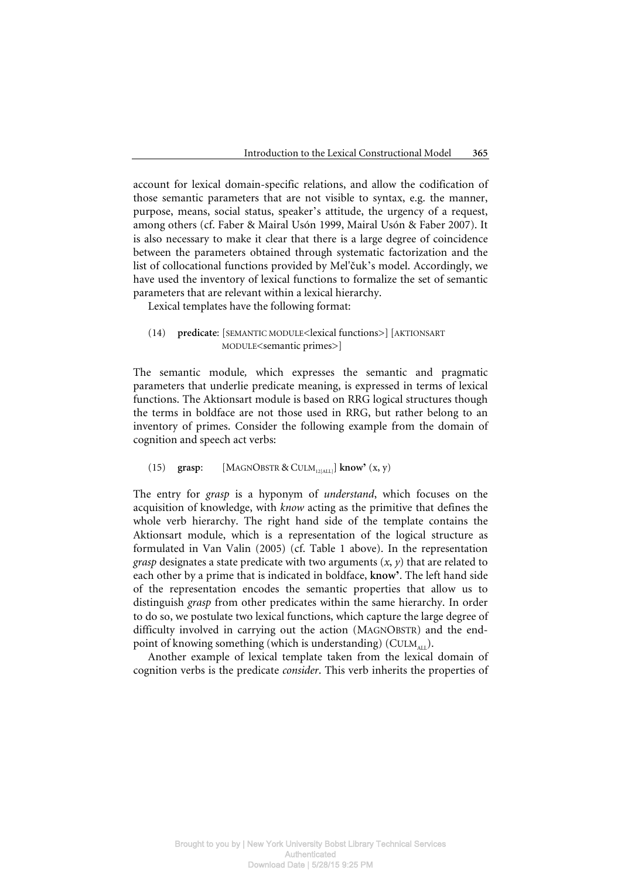account for lexical domain-specific relations, and allow the codification of those semantic parameters that are not visible to syntax, e.g. the manner, purpose, means, social status, speaker's attitude, the urgency of a request, among others (cf. Faber & Mairal Usón 1999, Mairal Usón & Faber 2007). It is also necessary to make it clear that there is a large degree of coincidence between the parameters obtained through systematic factorization and the list of collocational functions provided by Mel'čuk's model. Accordingly, we have used the inventory of lexical functions to formalize the set of semantic parameters that are relevant within a lexical hierarchy.

Lexical templates have the following format:

(14) **predicate**: [SEMANTIC MODULE<lexical functions>] [AKTIONSART MODULE<semantic primes>]

The semantic module, which expresses the semantic and pragmatic parameters that underlie predicate meaning, is expressed in terms of lexical functions. The Aktionsart module is based on RRG logical structures though the terms in boldface are not those used in RRG, but rather belong to an inventory of primes. Consider the following example from the domain of cognition and speech act verbs:

(15) **grasp**: [MAGNOBSTR & $\text{CULM}_{12[\text{ALL}]}$] **know'** (x, y)

The entry for *grasp* is a hyponym of *understand*, which focuses on the acquisition of knowledge, with *know* acting as the primitive that defines the whole verb hierarchy. The right hand side of the template contains the Aktionsart module, which is a representation of the logical structure as formulated in Van Valin (2005) (cf. Table 1 above). In the representation *grasp* designates a state predicate with two arguments (*x*, *y*) that are related to each other by a prime that is indicated in boldface, **know'**. The left hand side of the representation encodes the semantic properties that allow us to distinguish *grasp* from other predicates within the same hierarchy. In order to do so, we postulate two lexical functions, which capture the large degree of difficulty involved in carrying out the action (MAGNOBSTR) and the end-point of knowing something (which is understanding) ($\text{CULM}_{\text{ALL}}$).

Another example of lexical template taken from the lexical domain of cognition verbs is the predicate *consider*. This verb inherits the properties of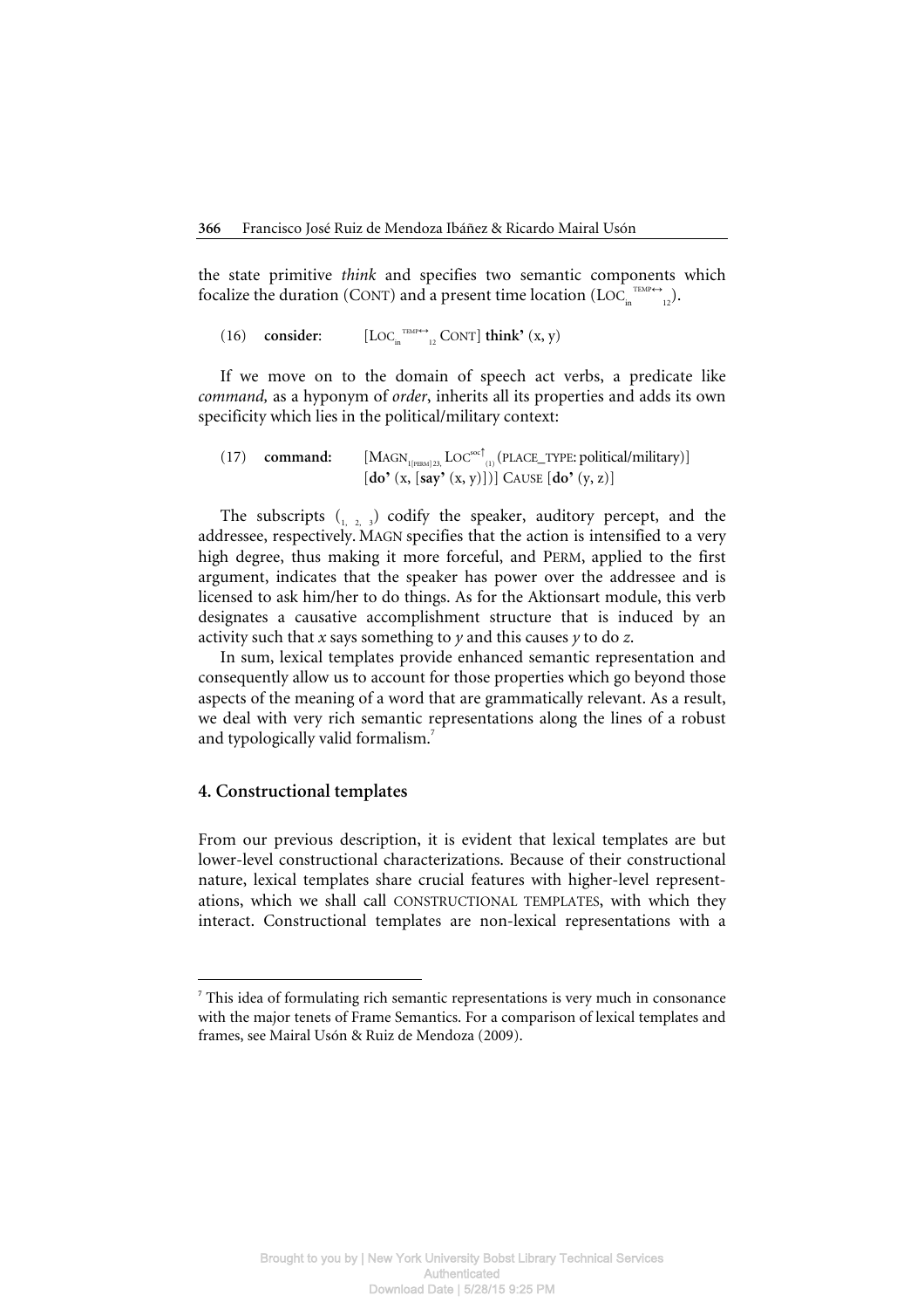the state primitive *think* and specifies two semantic components which focalize the duration (CONT) and a present time location ($\text{LOC}_{\text{in}}{}^{\text{TEMP}\leftrightarrow}{}_{12}$).

(16) **consider**: [$\text{LOC}_{\text{in}}{}^{\text{TEMP}\leftrightarrow}{}_{12}$ CONT] **think'** (x, y)

If we move on to the domain of speech act verbs, a predicate like *command,* as a hyponym of *order*, inherits all its properties and adds its own specificity which lies in the political/military context:

(17) **command:** [$\text{MAGN}_{1[\text{PERM}]23,}$ $\text{LOC}^{\text{soc}\uparrow}{}_{(1)}$ (PLACE_TYPE: political/military)] [**do'** (x, [**say'** (x, y)])] CAUSE [**do'** (y, z)]

The subscripts ($_{1,\ 2,\ 3}$) codify the speaker, auditory percept, and the addressee, respectively. MAGN specifies that the action is intensified to a very high degree, thus making it more forceful, and PERM, applied to the first argument, indicates that the speaker has power over the addressee and is licensed to ask him/her to do things. As for the Aktionsart module, this verb designates a causative accomplishment structure that is induced by an activity such that *x* says something to *y* and this causes *y* to do *z*.

In sum, lexical templates provide enhanced semantic representation and consequently allow us to account for those properties which go beyond those aspects of the meaning of a word that are grammatically relevant. As a result, we deal with very rich semantic representations along the lines of a robust and typologically valid formalism.[7]

## 4. Constructional templates

From our previous description, it is evident that lexical templates are but lower-level constructional characterizations. Because of their constructional nature, lexical templates share crucial features with higher-level representations, which we shall call CONSTRUCTIONAL TEMPLATES, with which they interact. Constructional templates are non-lexical representations with a

[7] This idea of formulating rich semantic representations is very much in consonance with the major tenets of Frame Semantics. For a comparison of lexical templates and frames, see Mairal Usón & Ruiz de Mendoza (2009).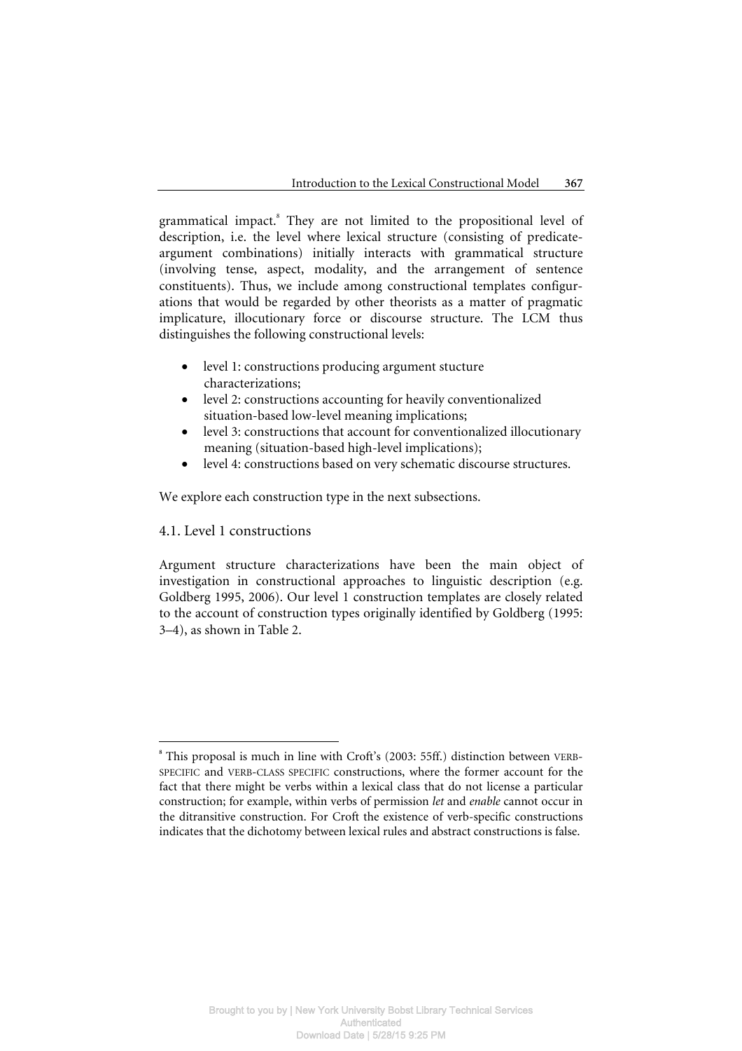grammatical impact.[8] They are not limited to the propositional level of description, i.e. the level where lexical structure (consisting of predicate-argument combinations) initially interacts with grammatical structure (involving tense, aspect, modality, and the arrangement of sentence constituents). Thus, we include among constructional templates configurations that would be regarded by other theorists as a matter of pragmatic implicature, illocutionary force or discourse structure. The LCM thus distinguishes the following constructional levels:

- level 1: constructions producing argument stucture characterizations;
- level 2: constructions accounting for heavily conventionalized situation-based low-level meaning implications;
- level 3: constructions that account for conventionalized illocutionary meaning (situation-based high-level implications);
- level 4: constructions based on very schematic discourse structures.

We explore each construction type in the next subsections.

### 4.1. Level 1 constructions

Argument structure characterizations have been the main object of investigation in constructional approaches to linguistic description (e.g. Goldberg 1995, 2006). Our level 1 construction templates are closely related to the account of construction types originally identified by Goldberg (1995: 3–4), as shown in Table 2.

---

[8] This proposal is much in line with Croft's (2003: 55ff.) distinction between VERB-SPECIFIC and VERB-CLASS SPECIFIC constructions, where the former account for the fact that there might be verbs within a lexical class that do not license a particular construction; for example, within verbs of permission *let* and *enable* cannot occur in the ditransitive construction. For Croft the existence of verb-specific constructions indicates that the dichotomy between lexical rules and abstract constructions is false.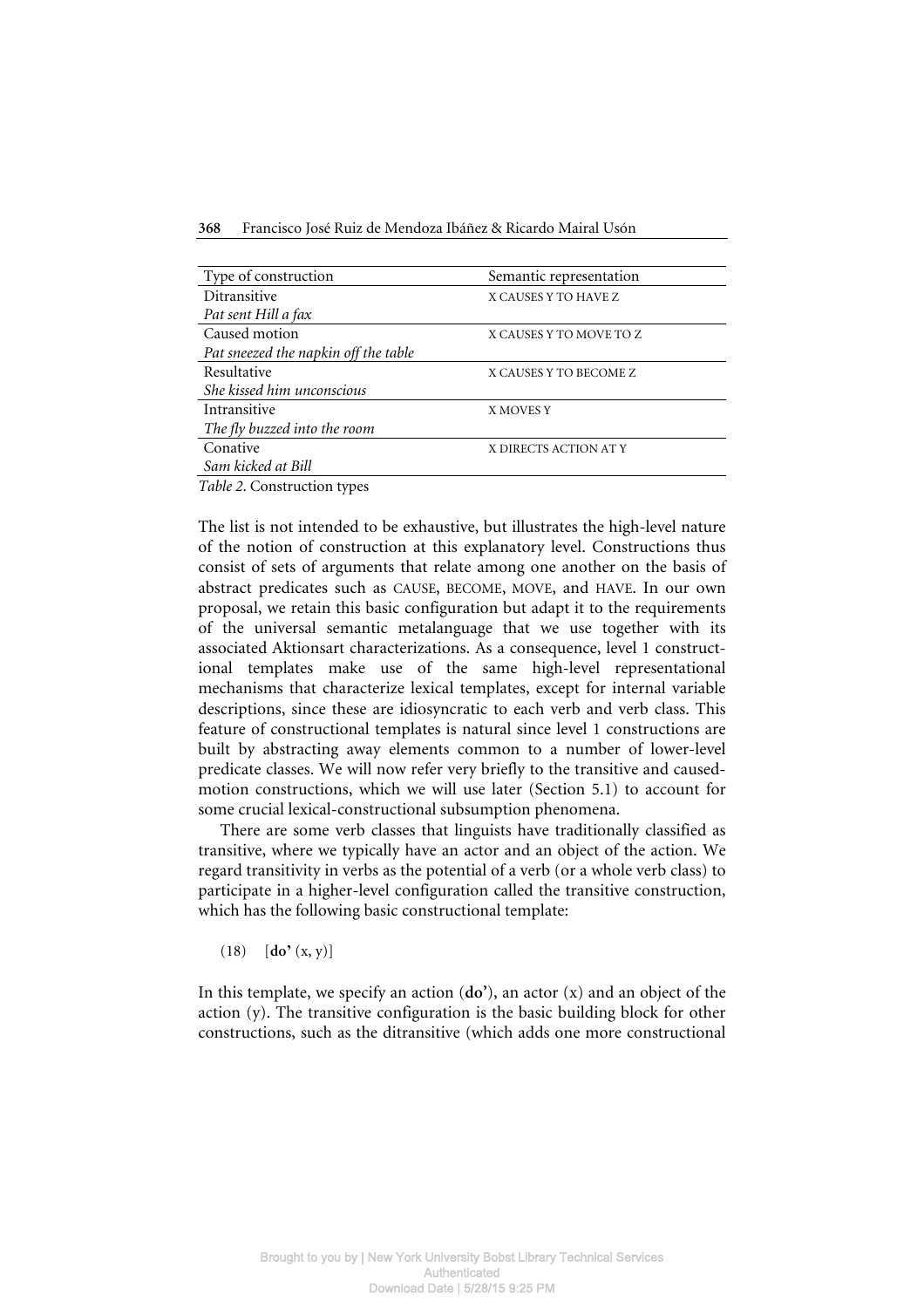| Type of construction | Semantic representation |
|---|---|
| Ditransitive<br>*Pat sent Hill a fax* | X CAUSES Y TO HAVE Z |
| Caused motion<br>*Pat sneezed the napkin off the table* | X CAUSES Y TO MOVE TO Z |
| Resultative<br>*She kissed him unconscious* | X CAUSES Y TO BECOME Z |
| Intransitive<br>*The fly buzzed into the room* | X MOVES Y |
| Conative<br>*Sam kicked at Bill* | X DIRECTS ACTION AT Y |

*Table 2.* Construction types

The list is not intended to be exhaustive, but illustrates the high-level nature of the notion of construction at this explanatory level. Constructions thus consist of sets of arguments that relate among one another on the basis of abstract predicates such as CAUSE, BECOME, MOVE, and HAVE. In our own proposal, we retain this basic configuration but adapt it to the requirements of the universal semantic metalanguage that we use together with its associated Aktionsart characterizations. As a consequence, level 1 constructional templates make use of the same high-level representational mechanisms that characterize lexical templates, except for internal variable descriptions, since these are idiosyncratic to each verb and verb class. This feature of constructional templates is natural since level 1 constructions are built by abstracting away elements common to a number of lower-level predicate classes. We will now refer very briefly to the transitive and caused-motion constructions, which we will use later (Section 5.1) to account for some crucial lexical-constructional subsumption phenomena.

There are some verb classes that linguists have traditionally classified as transitive, where we typically have an actor and an object of the action. We regard transitivity in verbs as the potential of a verb (or a whole verb class) to participate in a higher-level configuration called the transitive construction, which has the following basic constructional template:

(18) [**do'** (x, y)]

In this template, we specify an action (**do'**), an actor (x) and an object of the action (y). The transitive configuration is the basic building block for other constructions, such as the ditransitive (which adds one more constructional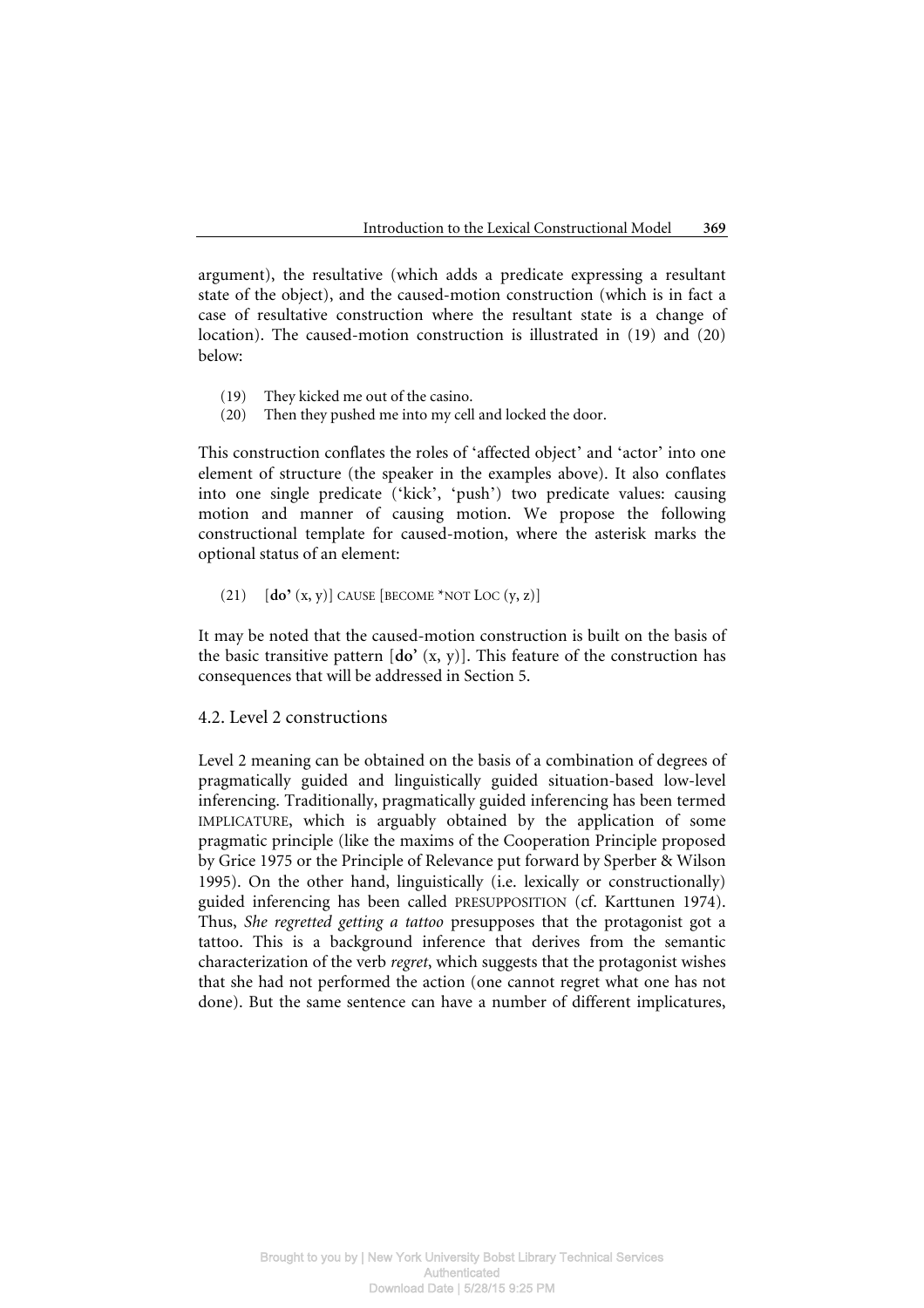argument), the resultative (which adds a predicate expressing a resultant state of the object), and the caused-motion construction (which is in fact a case of resultative construction where the resultant state is a change of location). The caused-motion construction is illustrated in (19) and (20) below:

(19) They kicked me out of the casino.
(20) Then they pushed me into my cell and locked the door.

This construction conflates the roles of 'affected object' and 'actor' into one element of structure (the speaker in the examples above). It also conflates into one single predicate ('kick', 'push') two predicate values: causing motion and manner of causing motion. We propose the following constructional template for caused-motion, where the asterisk marks the optional status of an element:

(21) [**do'** (x, y)] CAUSE [BECOME *NOT LOC (y, z)]

It may be noted that the caused-motion construction is built on the basis of the basic transitive pattern [**do'** (x, y)]. This feature of the construction has consequences that will be addressed in Section 5.

## 4.2. Level 2 constructions

Level 2 meaning can be obtained on the basis of a combination of degrees of pragmatically guided and linguistically guided situation-based low-level inferencing. Traditionally, pragmatically guided inferencing has been termed IMPLICATURE, which is arguably obtained by the application of some pragmatic principle (like the maxims of the Cooperation Principle proposed by Grice 1975 or the Principle of Relevance put forward by Sperber & Wilson 1995). On the other hand, linguistically (i.e. lexically or constructionally) guided inferencing has been called PRESUPPOSITION (cf. Karttunen 1974). Thus, *She regretted getting a tattoo* presupposes that the protagonist got a tattoo. This is a background inference that derives from the semantic characterization of the verb *regret*, which suggests that the protagonist wishes that she had not performed the action (one cannot regret what one has not done). But the same sentence can have a number of different implicatures,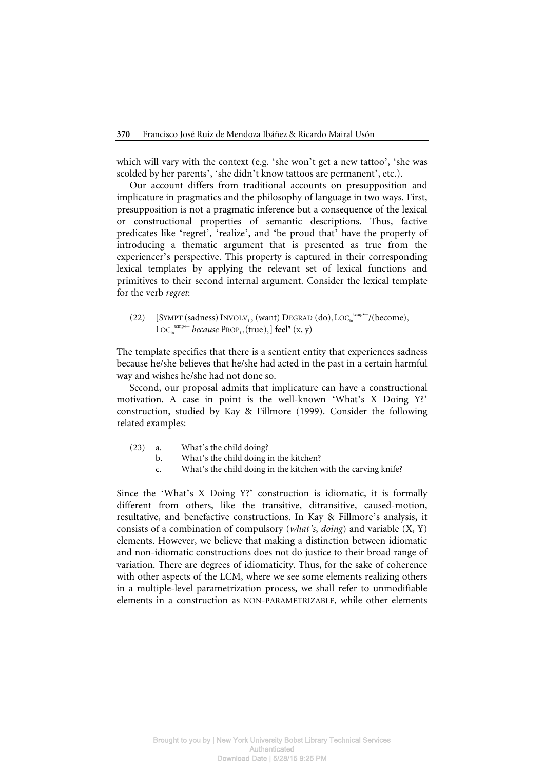which will vary with the context (e.g. 'she won't get a new tattoo', 'she was scolded by her parents', 'she didn't know tattoos are permanent', etc.).

Our account differs from traditional accounts on presupposition and implicature in pragmatics and the philosophy of language in two ways. First, presupposition is not a pragmatic inference but a consequence of the lexical or constructional properties of semantic descriptions. Thus, factive predicates like 'regret', 'realize', and 'be proud that' have the property of introducing a thematic argument that is presented as true from the experiencer's perspective. This property is captured in their corresponding lexical templates by applying the relevant set of lexical functions and primitives to their second internal argument. Consider the lexical template for the verb *regret*:

(22) $[\text{SYMPT (sadness) INVOLV}_{1,2}\text{ (want) DEGRAD (do)}_2\text{ LOC}_{in}^{temp\leftarrow}\text{/(become)}_2$ $\text{LOC}_{in}^{temp\leftarrow}$ *because* $\text{PROP}_{1,2}\text{(true)}_2]$ **feel'** (x, y)

The template specifies that there is a sentient entity that experiences sadness because he/she believes that he/she had acted in the past in a certain harmful way and wishes he/she had not done so.

Second, our proposal admits that implicature can have a constructional motivation. A case in point is the well-known 'What's X Doing Y?' construction, studied by Kay & Fillmore (1999). Consider the following related examples:

(23) a. What's the child doing?
b. What's the child doing in the kitchen?
c. What's the child doing in the kitchen with the carving knife?

Since the 'What's X Doing Y?' construction is idiomatic, it is formally different from others, like the transitive, ditransitive, caused-motion, resultative, and benefactive constructions. In Kay & Fillmore's analysis, it consists of a combination of compulsory (*what's*, *doing*) and variable (X, Y) elements. However, we believe that making a distinction between idiomatic and non-idiomatic constructions does not do justice to their broad range of variation. There are degrees of idiomaticity. Thus, for the sake of coherence with other aspects of the LCM, where we see some elements realizing others in a multiple-level parametrization process, we shall refer to unmodifiable elements in a construction as NON-PARAMETRIZABLE, while other elements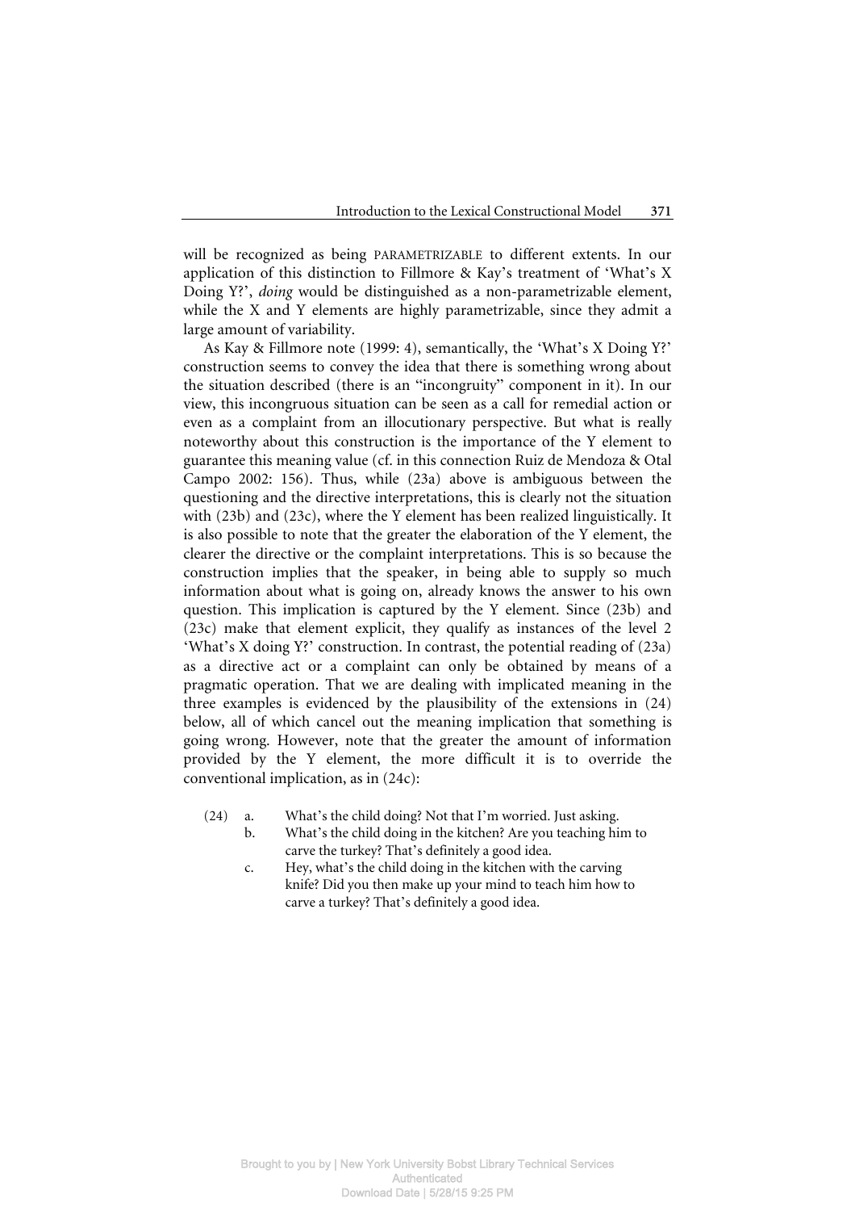will be recognized as being PARAMETRIZABLE to different extents. In our application of this distinction to Fillmore & Kay's treatment of 'What's X Doing Y?', *doing* would be distinguished as a non-parametrizable element, while the X and Y elements are highly parametrizable, since they admit a large amount of variability.

As Kay & Fillmore note (1999: 4), semantically, the 'What's X Doing Y?' construction seems to convey the idea that there is something wrong about the situation described (there is an "incongruity" component in it). In our view, this incongruous situation can be seen as a call for remedial action or even as a complaint from an illocutionary perspective. But what is really noteworthy about this construction is the importance of the Y element to guarantee this meaning value (cf. in this connection Ruiz de Mendoza & Otal Campo 2002: 156). Thus, while (23a) above is ambiguous between the questioning and the directive interpretations, this is clearly not the situation with (23b) and (23c), where the Y element has been realized linguistically. It is also possible to note that the greater the elaboration of the Y element, the clearer the directive or the complaint interpretations. This is so because the construction implies that the speaker, in being able to supply so much information about what is going on, already knows the answer to his own question. This implication is captured by the Y element. Since (23b) and (23c) make that element explicit, they qualify as instances of the level 2 'What's X doing Y?' construction. In contrast, the potential reading of (23a) as a directive act or a complaint can only be obtained by means of a pragmatic operation. That we are dealing with implicated meaning in the three examples is evidenced by the plausibility of the extensions in (24) below, all of which cancel out the meaning implication that something is going wrong. However, note that the greater the amount of information provided by the Y element, the more difficult it is to override the conventional implication, as in (24c):

(24) a. What's the child doing? Not that I'm worried. Just asking.
b. What's the child doing in the kitchen? Are you teaching him to carve the turkey? That's definitely a good idea.
c. Hey, what's the child doing in the kitchen with the carving knife? Did you then make up your mind to teach him how to carve a turkey? That's definitely a good idea.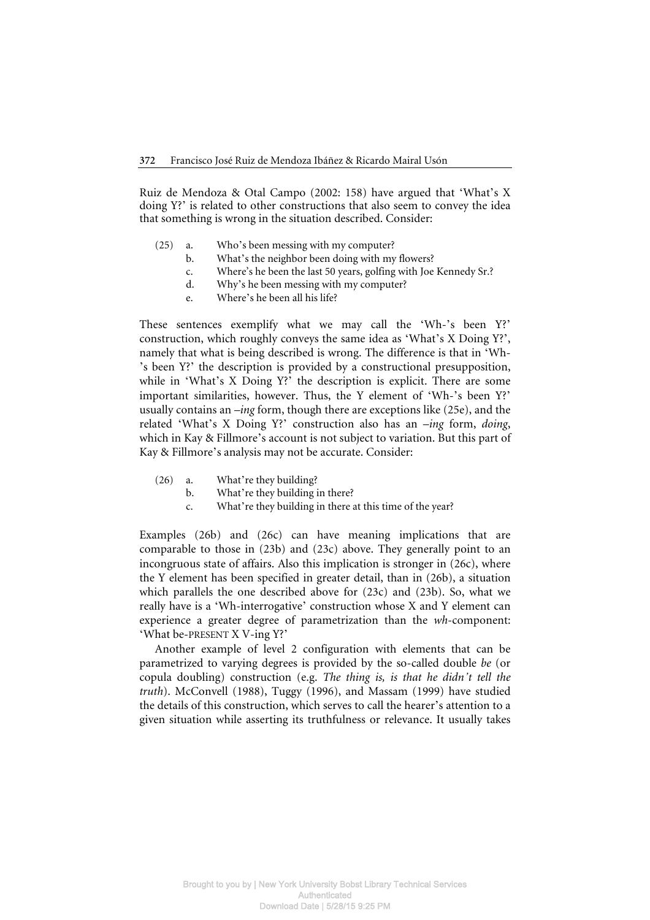Ruiz de Mendoza & Otal Campo (2002: 158) have argued that 'What's X doing Y?' is related to other constructions that also seem to convey the idea that something is wrong in the situation described. Consider:

(25) a. Who's been messing with my computer?
  b. What's the neighbor been doing with my flowers?
  c. Where's he been the last 50 years, golfing with Joe Kennedy Sr.?
  d. Why's he been messing with my computer?
  e. Where's he been all his life?

These sentences exemplify what we may call the 'Wh-'s been Y?' construction, which roughly conveys the same idea as 'What's X Doing Y?', namely that what is being described is wrong. The difference is that in 'Wh-'s been Y?' the description is provided by a constructional presupposition, while in 'What's X Doing Y?' the description is explicit. There are some important similarities, however. Thus, the Y element of 'Wh-'s been Y?' usually contains an *–ing* form, though there are exceptions like (25e), and the related 'What's X Doing Y?' construction also has an *–ing* form, *doing*, which in Kay & Fillmore's account is not subject to variation. But this part of Kay & Fillmore's analysis may not be accurate. Consider:

(26) a. What're they building?
  b. What're they building in there?
  c. What're they building in there at this time of the year?

Examples (26b) and (26c) can have meaning implications that are comparable to those in (23b) and (23c) above. They generally point to an incongruous state of affairs. Also this implication is stronger in (26c), where the Y element has been specified in greater detail, than in (26b), a situation which parallels the one described above for (23c) and (23b). So, what we really have is a 'Wh-interrogative' construction whose X and Y element can experience a greater degree of parametrization than the *wh*-component: 'What be-PRESENT X V-ing Y?'

Another example of level 2 configuration with elements that can be parametrized to varying degrees is provided by the so-called double *be* (or copula doubling) construction (e.g. *The thing is, is that he didn't tell the truth*). McConvell (1988), Tuggy (1996), and Massam (1999) have studied the details of this construction, which serves to call the hearer's attention to a given situation while asserting its truthfulness or relevance. It usually takes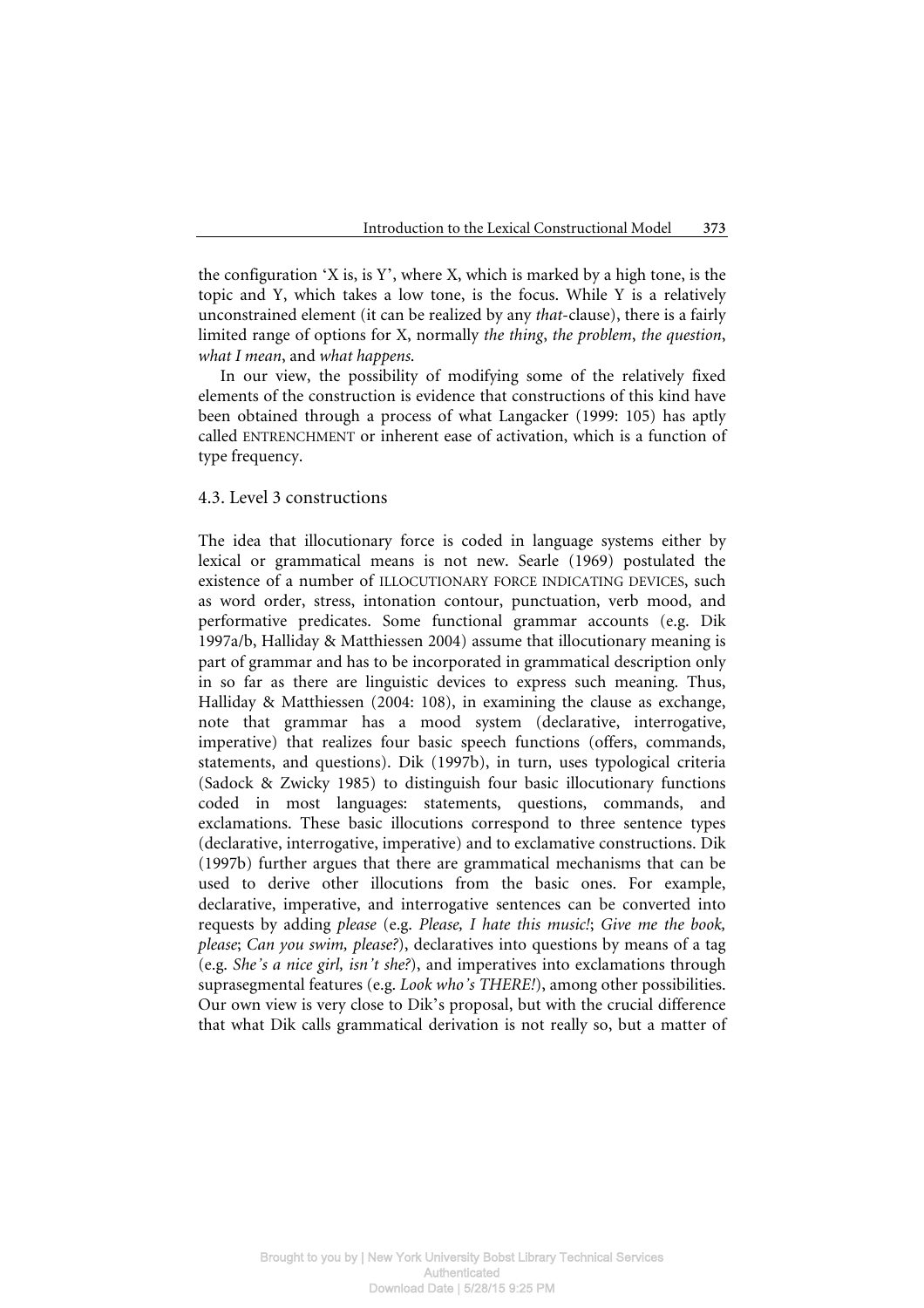the configuration 'X is, is Y', where X, which is marked by a high tone, is the topic and Y, which takes a low tone, is the focus. While Y is a relatively unconstrained element (it can be realized by any *that*-clause), there is a fairly limited range of options for X, normally *the thing*, *the problem*, *the question*, *what I mean*, and *what happens*.

In our view, the possibility of modifying some of the relatively fixed elements of the construction is evidence that constructions of this kind have been obtained through a process of what Langacker (1999: 105) has aptly called ENTRENCHMENT or inherent ease of activation, which is a function of type frequency.

### 4.3. Level 3 constructions

The idea that illocutionary force is coded in language systems either by lexical or grammatical means is not new. Searle (1969) postulated the existence of a number of ILLOCUTIONARY FORCE INDICATING DEVICES, such as word order, stress, intonation contour, punctuation, verb mood, and performative predicates. Some functional grammar accounts (e.g. Dik 1997a/b, Halliday & Matthiessen 2004) assume that illocutionary meaning is part of grammar and has to be incorporated in grammatical description only in so far as there are linguistic devices to express such meaning. Thus, Halliday & Matthiessen (2004: 108), in examining the clause as exchange, note that grammar has a mood system (declarative, interrogative, imperative) that realizes four basic speech functions (offers, commands, statements, and questions). Dik (1997b), in turn, uses typological criteria (Sadock & Zwicky 1985) to distinguish four basic illocutionary functions coded in most languages: statements, questions, commands, and exclamations. These basic illocutions correspond to three sentence types (declarative, interrogative, imperative) and to exclamative constructions. Dik (1997b) further argues that there are grammatical mechanisms that can be used to derive other illocutions from the basic ones. For example, declarative, imperative, and interrogative sentences can be converted into requests by adding *please* (e.g. *Please, I hate this music!*; *Give me the book, please*; *Can you swim, please?*), declaratives into questions by means of a tag (e.g. *She's a nice girl, isn't she?*), and imperatives into exclamations through suprasegmental features (e.g. *Look who's THERE!*), among other possibilities. Our own view is very close to Dik's proposal, but with the crucial difference that what Dik calls grammatical derivation is not really so, but a matter of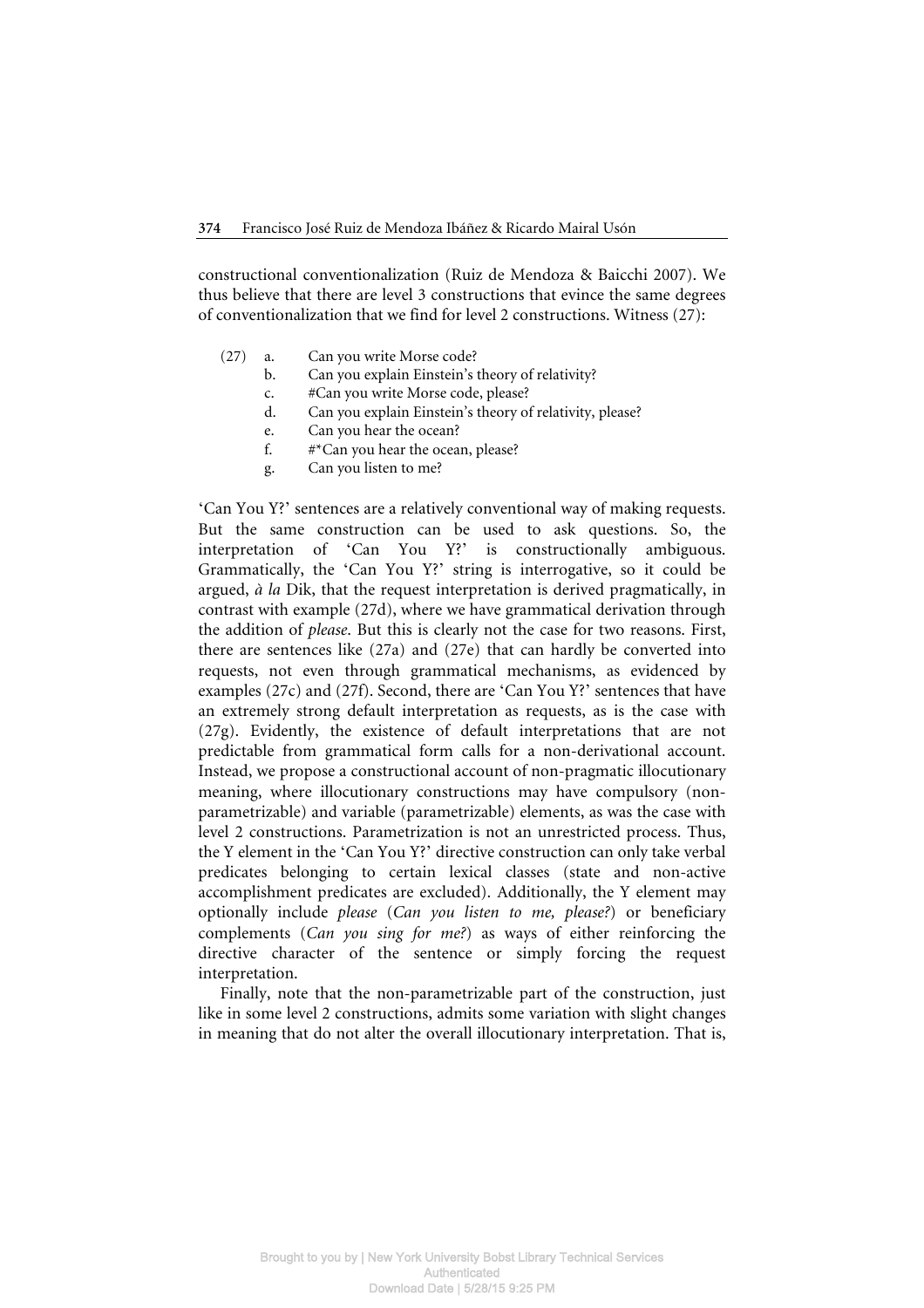constructional conventionalization (Ruiz de Mendoza & Baicchi 2007). We thus believe that there are level 3 constructions that evince the same degrees of conventionalization that we find for level 2 constructions. Witness (27):

(27) a. Can you write Morse code?
  b. Can you explain Einstein's theory of relativity?
  c. #Can you write Morse code, please?
  d. Can you explain Einstein's theory of relativity, please?
  e. Can you hear the ocean?
  f. #*Can you hear the ocean, please?
  g. Can you listen to me?

'Can You Y?' sentences are a relatively conventional way of making requests. But the same construction can be used to ask questions. So, the interpretation of 'Can You Y?' is constructionally ambiguous. Grammatically, the 'Can You Y?' string is interrogative, so it could be argued, *à la* Dik, that the request interpretation is derived pragmatically, in contrast with example (27d), where we have grammatical derivation through the addition of *please*. But this is clearly not the case for two reasons. First, there are sentences like (27a) and (27e) that can hardly be converted into requests, not even through grammatical mechanisms, as evidenced by examples (27c) and (27f). Second, there are 'Can You Y?' sentences that have an extremely strong default interpretation as requests, as is the case with (27g). Evidently, the existence of default interpretations that are not predictable from grammatical form calls for a non-derivational account. Instead, we propose a constructional account of non-pragmatic illocutionary meaning, where illocutionary constructions may have compulsory (non-parametrizable) and variable (parametrizable) elements, as was the case with level 2 constructions. Parametrization is not an unrestricted process. Thus, the Y element in the 'Can You Y?' directive construction can only take verbal predicates belonging to certain lexical classes (state and non-active accomplishment predicates are excluded). Additionally, the Y element may optionally include *please* (*Can you listen to me, please?*) or beneficiary complements (*Can you sing for me?*) as ways of either reinforcing the directive character of the sentence or simply forcing the request interpretation.

Finally, note that the non-parametrizable part of the construction, just like in some level 2 constructions, admits some variation with slight changes in meaning that do not alter the overall illocutionary interpretation. That is,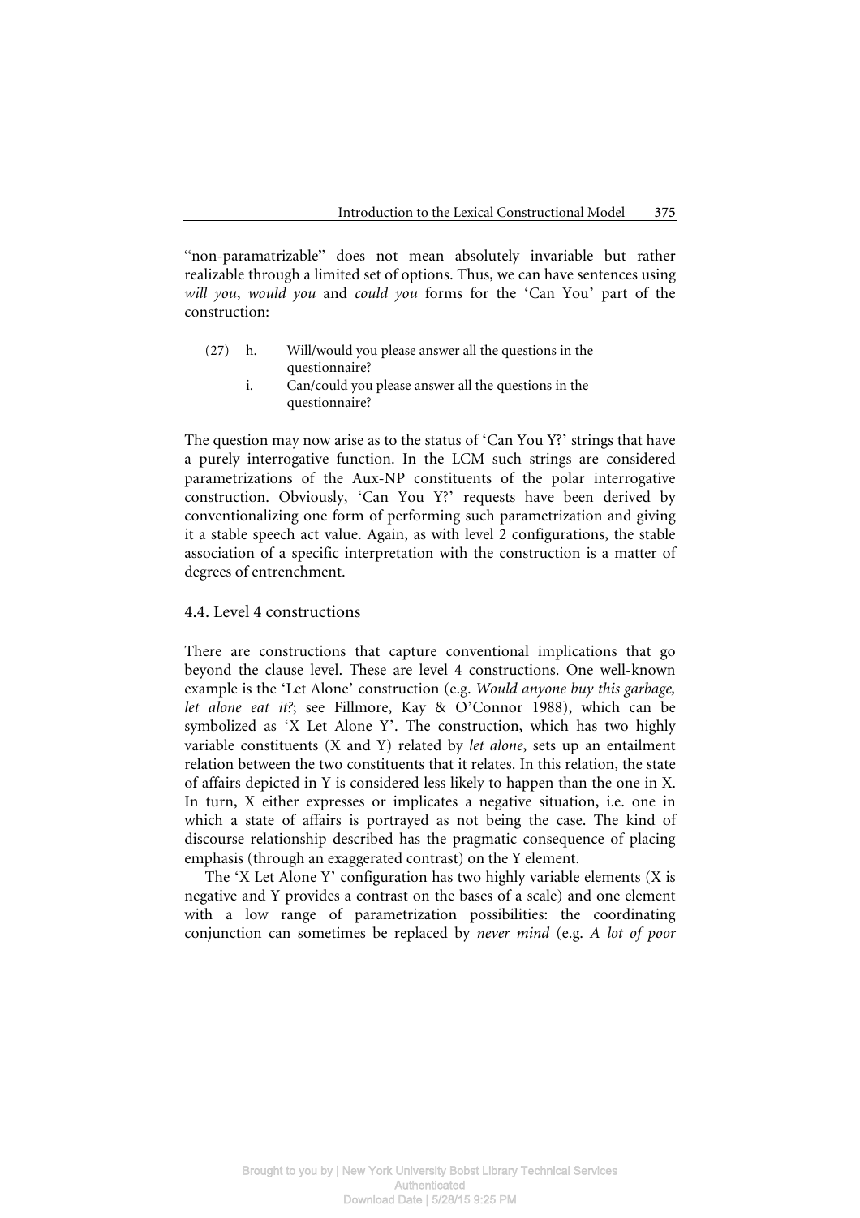"non-paramatrizable" does not mean absolutely invariable but rather realizable through a limited set of options. Thus, we can have sentences using *will you*, *would you* and *could you* forms for the 'Can You' part of the construction:

(27) h. Will/would you please answer all the questions in the questionnaire?
 i. Can/could you please answer all the questions in the questionnaire?

The question may now arise as to the status of 'Can You Y?' strings that have a purely interrogative function. In the LCM such strings are considered parametrizations of the Aux-NP constituents of the polar interrogative construction. Obviously, 'Can You Y?' requests have been derived by conventionalizing one form of performing such parametrization and giving it a stable speech act value. Again, as with level 2 configurations, the stable association of a specific interpretation with the construction is a matter of degrees of entrenchment.

### 4.4. Level 4 constructions

There are constructions that capture conventional implications that go beyond the clause level. These are level 4 constructions. One well-known example is the 'Let Alone' construction (e.g. *Would anyone buy this garbage, let alone eat it?*; see Fillmore, Kay & O'Connor 1988), which can be symbolized as 'X Let Alone Y'. The construction, which has two highly variable constituents (X and Y) related by *let alone*, sets up an entailment relation between the two constituents that it relates. In this relation, the state of affairs depicted in Y is considered less likely to happen than the one in X. In turn, X either expresses or implicates a negative situation, i.e. one in which a state of affairs is portrayed as not being the case. The kind of discourse relationship described has the pragmatic consequence of placing emphasis (through an exaggerated contrast) on the Y element.

The 'X Let Alone Y' configuration has two highly variable elements (X is negative and Y provides a contrast on the bases of a scale) and one element with a low range of parametrization possibilities: the coordinating conjunction can sometimes be replaced by *never mind* (e.g. *A lot of poor*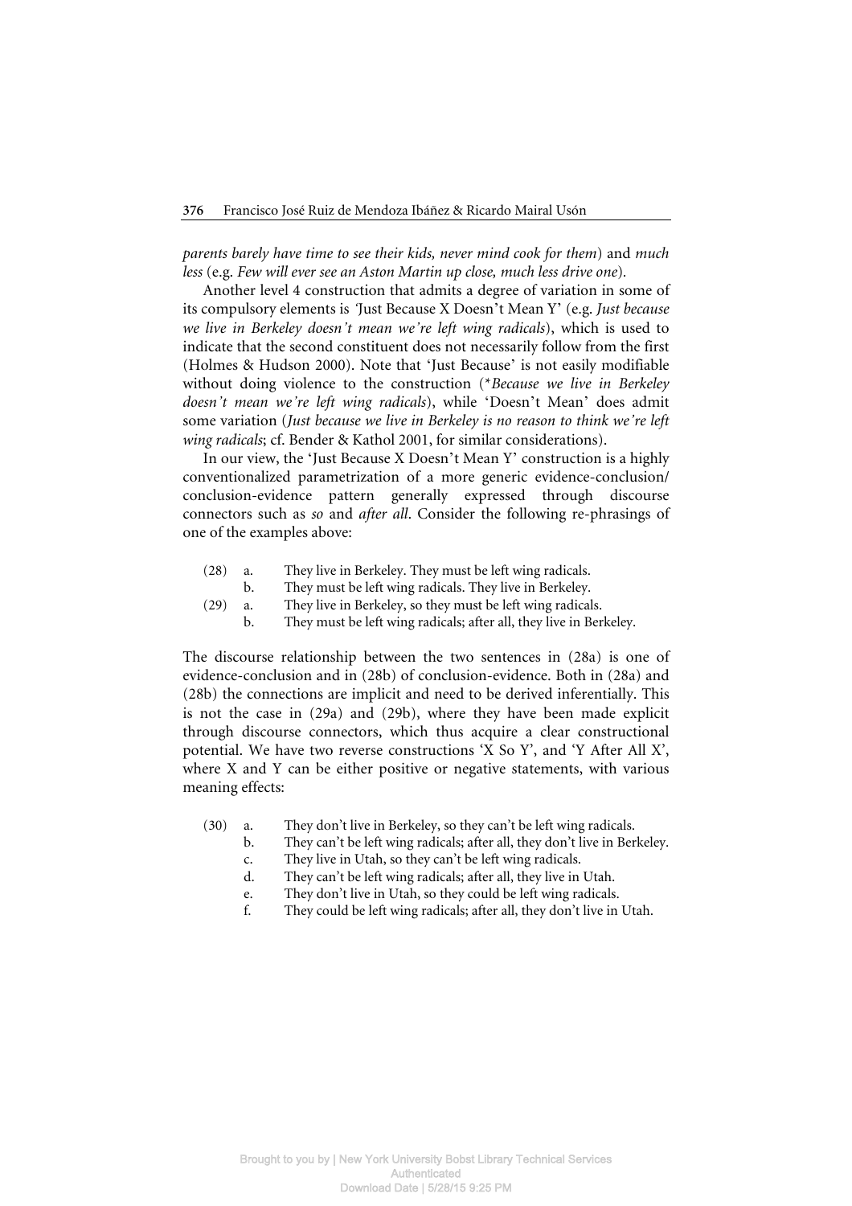*parents barely have time to see their kids, never mind cook for them*) and *much less* (e.g. *Few will ever see an Aston Martin up close, much less drive one*).

Another level 4 construction that admits a degree of variation in some of its compulsory elements is 'Just Because X Doesn't Mean Y' (e.g. *Just because we live in Berkeley doesn't mean we're left wing radicals*), which is used to indicate that the second constituent does not necessarily follow from the first (Holmes & Hudson 2000). Note that 'Just Because' is not easily modifiable without doing violence to the construction (**Because we live in Berkeley doesn't mean we're left wing radicals*), while 'Doesn't Mean' does admit some variation (*Just because we live in Berkeley is no reason to think we're left wing radicals*; cf. Bender & Kathol 2001, for similar considerations).

In our view, the 'Just Because X Doesn't Mean Y' construction is a highly conventionalized parametrization of a more generic evidence-conclusion/ conclusion-evidence pattern generally expressed through discourse connectors such as *so* and *after all*. Consider the following re-phrasings of one of the examples above:

(28) a. They live in Berkeley. They must be left wing radicals.
 b. They must be left wing radicals. They live in Berkeley.

(29) a. They live in Berkeley, so they must be left wing radicals.
 b. They must be left wing radicals; after all, they live in Berkeley.

The discourse relationship between the two sentences in (28a) is one of evidence-conclusion and in (28b) of conclusion-evidence. Both in (28a) and (28b) the connections are implicit and need to be derived inferentially. This is not the case in (29a) and (29b), where they have been made explicit through discourse connectors, which thus acquire a clear constructional potential. We have two reverse constructions 'X So Y', and 'Y After All X', where X and Y can be either positive or negative statements, with various meaning effects:

(30) a. They don't live in Berkeley, so they can't be left wing radicals.
 b. They can't be left wing radicals; after all, they don't live in Berkeley.
 c. They live in Utah, so they can't be left wing radicals.
 d. They can't be left wing radicals; after all, they live in Utah.
 e. They don't live in Utah, so they could be left wing radicals.
 f. They could be left wing radicals; after all, they don't live in Utah.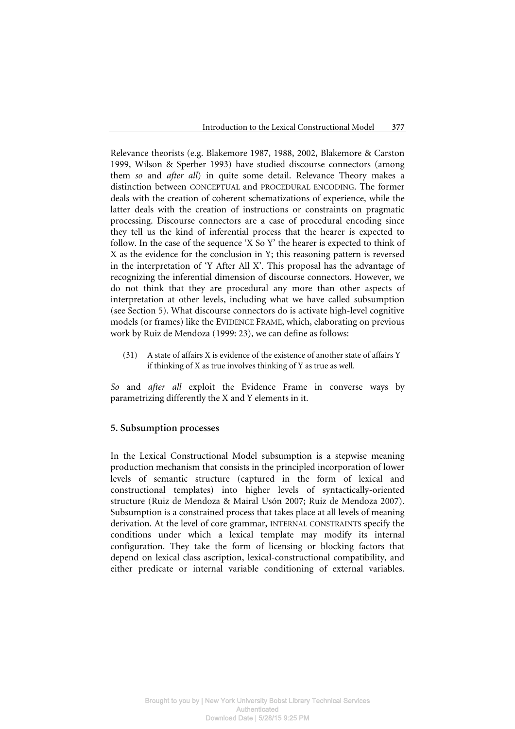Relevance theorists (e.g. Blakemore 1987, 1988, 2002, Blakemore & Carston 1999, Wilson & Sperber 1993) have studied discourse connectors (among them *so* and *after all*) in quite some detail. Relevance Theory makes a distinction between CONCEPTUAL and PROCEDURAL ENCODING. The former deals with the creation of coherent schematizations of experience, while the latter deals with the creation of instructions or constraints on pragmatic processing. Discourse connectors are a case of procedural encoding since they tell us the kind of inferential process that the hearer is expected to follow. In the case of the sequence 'X So Y' the hearer is expected to think of X as the evidence for the conclusion in Y; this reasoning pattern is reversed in the interpretation of 'Y After All X'. This proposal has the advantage of recognizing the inferential dimension of discourse connectors. However, we do not think that they are procedural any more than other aspects of interpretation at other levels, including what we have called subsumption (see Section 5). What discourse connectors do is activate high-level cognitive models (or frames) like the EVIDENCE FRAME, which, elaborating on previous work by Ruiz de Mendoza (1999: 23), we can define as follows:

(31) A state of affairs X is evidence of the existence of another state of affairs Y if thinking of X as true involves thinking of Y as true as well.

*So* and *after all* exploit the Evidence Frame in converse ways by parametrizing differently the X and Y elements in it.

## 5. Subsumption processes

In the Lexical Constructional Model subsumption is a stepwise meaning production mechanism that consists in the principled incorporation of lower levels of semantic structure (captured in the form of lexical and constructional templates) into higher levels of syntactically-oriented structure (Ruiz de Mendoza & Mairal Usón 2007; Ruiz de Mendoza 2007). Subsumption is a constrained process that takes place at all levels of meaning derivation. At the level of core grammar, INTERNAL CONSTRAINTS specify the conditions under which a lexical template may modify its internal configuration. They take the form of licensing or blocking factors that depend on lexical class ascription, lexical-constructional compatibility, and either predicate or internal variable conditioning of external variables.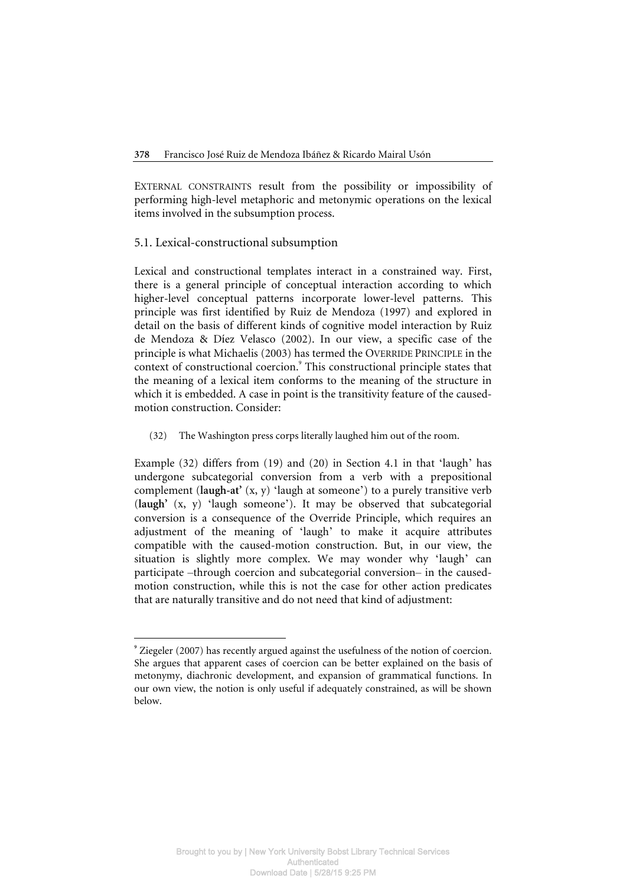EXTERNAL CONSTRAINTS result from the possibility or impossibility of performing high-level metaphoric and metonymic operations on the lexical items involved in the subsumption process.

## 5.1. Lexical-constructional subsumption

Lexical and constructional templates interact in a constrained way. First, there is a general principle of conceptual interaction according to which higher-level conceptual patterns incorporate lower-level patterns. This principle was first identified by Ruiz de Mendoza (1997) and explored in detail on the basis of different kinds of cognitive model interaction by Ruiz de Mendoza & Díez Velasco (2002). In our view, a specific case of the principle is what Michaelis (2003) has termed the OVERRIDE PRINCIPLE in the context of constructional coercion.[9] This constructional principle states that the meaning of a lexical item conforms to the meaning of the structure in which it is embedded. A case in point is the transitivity feature of the caused-motion construction. Consider:

(32) The Washington press corps literally laughed him out of the room.

Example (32) differs from (19) and (20) in Section 4.1 in that 'laugh' has undergone subcategorial conversion from a verb with a prepositional complement (**laugh-at'** (x, y) 'laugh at someone') to a purely transitive verb (**laugh'** (x, y) 'laugh someone'). It may be observed that subcategorial conversion is a consequence of the Override Principle, which requires an adjustment of the meaning of 'laugh' to make it acquire attributes compatible with the caused-motion construction. But, in our view, the situation is slightly more complex. We may wonder why 'laugh' can participate –through coercion and subcategorial conversion– in the caused-motion construction, while this is not the case for other action predicates that are naturally transitive and do not need that kind of adjustment:

---

[9] Ziegeler (2007) has recently argued against the usefulness of the notion of coercion. She argues that apparent cases of coercion can be better explained on the basis of metonymy, diachronic development, and expansion of grammatical functions. In our own view, the notion is only useful if adequately constrained, as will be shown below.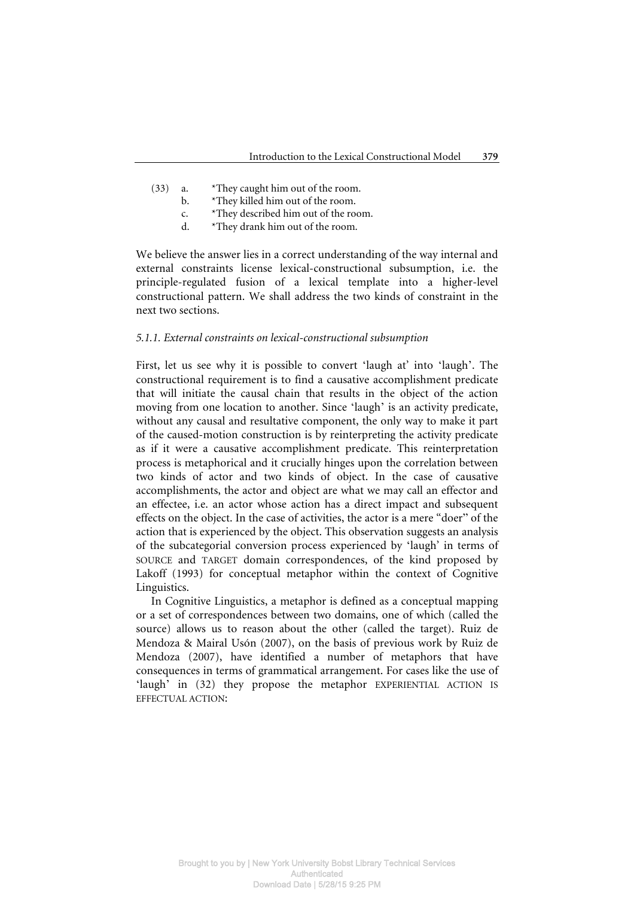(33) a. *They caught him out of the room.
     b. *They killed him out of the room.
     c. *They described him out of the room.
     d. *They drank him out of the room.

We believe the answer lies in a correct understanding of the way internal and external constraints license lexical-constructional subsumption, i.e. the principle-regulated fusion of a lexical template into a higher-level constructional pattern. We shall address the two kinds of constraint in the next two sections.

*5.1.1. External constraints on lexical-constructional subsumption*

First, let us see why it is possible to convert 'laugh at' into 'laugh'. The constructional requirement is to find a causative accomplishment predicate that will initiate the causal chain that results in the object of the action moving from one location to another. Since 'laugh' is an activity predicate, without any causal and resultative component, the only way to make it part of the caused-motion construction is by reinterpreting the activity predicate as if it were a causative accomplishment predicate. This reinterpretation process is metaphorical and it crucially hinges upon the correlation between two kinds of actor and two kinds of object. In the case of causative accomplishments, the actor and object are what we may call an effector and an effectee, i.e. an actor whose action has a direct impact and subsequent effects on the object. In the case of activities, the actor is a mere "doer" of the action that is experienced by the object. This observation suggests an analysis of the subcategorial conversion process experienced by 'laugh' in terms of SOURCE and TARGET domain correspondences, of the kind proposed by Lakoff (1993) for conceptual metaphor within the context of Cognitive Linguistics.

In Cognitive Linguistics, a metaphor is defined as a conceptual mapping or a set of correspondences between two domains, one of which (called the source) allows us to reason about the other (called the target). Ruiz de Mendoza & Mairal Usón (2007), on the basis of previous work by Ruiz de Mendoza (2007), have identified a number of metaphors that have consequences in terms of grammatical arrangement. For cases like the use of 'laugh' in (32) they propose the metaphor EXPERIENTIAL ACTION IS EFFECTUAL ACTION: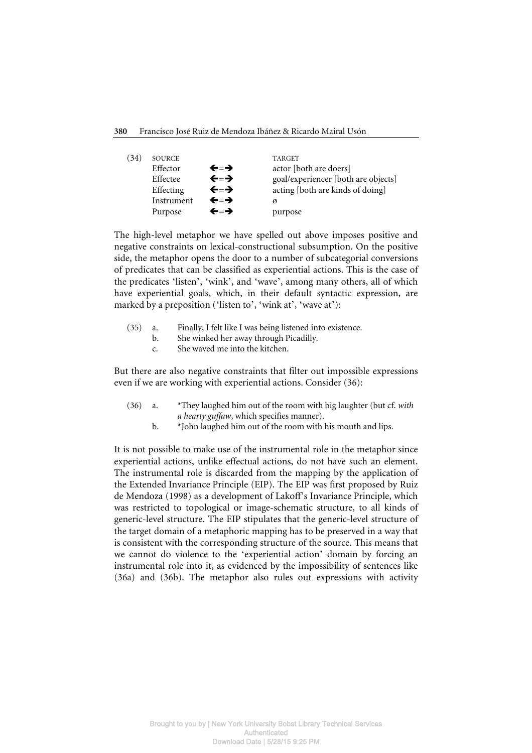(34)

| SOURCE | | TARGET |
|---|---|---|
| Effector | ←=→ | actor [both are doers] |
| Effectee | ←=→ | goal/experiencer [both are objects] |
| Effecting | ←=→ | acting [both are kinds of doing] |
| Instrument | ←=→ | ø |
| Purpose | ←=→ | purpose |

The high-level metaphor we have spelled out above imposes positive and negative constraints on lexical-constructional subsumption. On the positive side, the metaphor opens the door to a number of subcategorial conversions of predicates that can be classified as experiential actions. This is the case of the predicates 'listen', 'wink', and 'wave', among many others, all of which have experiential goals, which, in their default syntactic expression, are marked by a preposition ('listen to', 'wink at', 'wave at'):

(35) a. Finally, I felt like I was being listened into existence.
b. She winked her away through Picadilly.
c. She waved me into the kitchen.

But there are also negative constraints that filter out impossible expressions even if we are working with experiential actions. Consider (36):

(36) a. *They laughed him out of the room with big laughter (but cf. *with a hearty guffaw*, which specifies manner).
b. *John laughed him out of the room with his mouth and lips.

It is not possible to make use of the instrumental role in the metaphor since experiential actions, unlike effectual actions, do not have such an element. The instrumental role is discarded from the mapping by the application of the Extended Invariance Principle (EIP). The EIP was first proposed by Ruiz de Mendoza (1998) as a development of Lakoff's Invariance Principle, which was restricted to topological or image-schematic structure, to all kinds of generic-level structure. The EIP stipulates that the generic-level structure of the target domain of a metaphoric mapping has to be preserved in a way that is consistent with the corresponding structure of the source. This means that we cannot do violence to the 'experiential action' domain by forcing an instrumental role into it, as evidenced by the impossibility of sentences like (36a) and (36b). The metaphor also rules out expressions with activity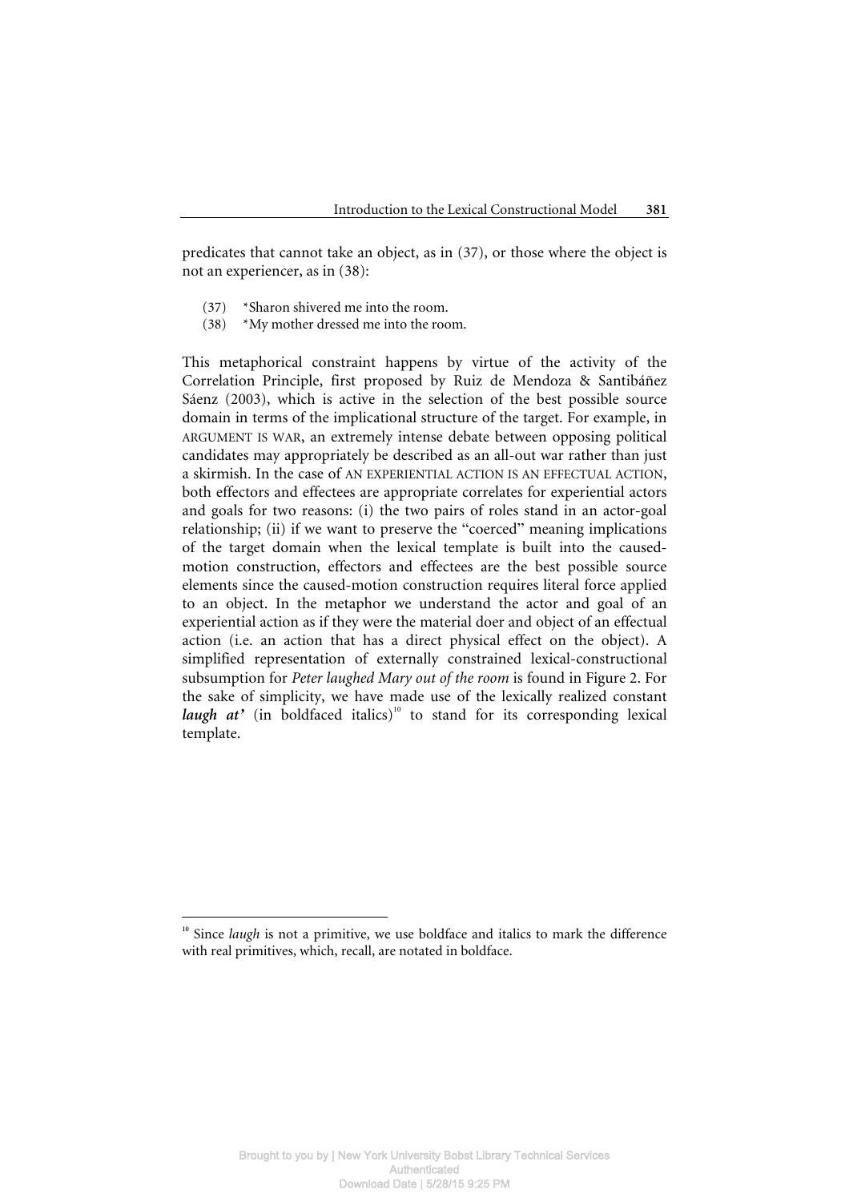predicates that cannot take an object, as in (37), or those where the object is not an experiencer, as in (38):

(37) *Sharon shivered me into the room.
(38) *My mother dressed me into the room.

This metaphorical constraint happens by virtue of the activity of the Correlation Principle, first proposed by Ruiz de Mendoza & Santibáñez Sáenz (2003), which is active in the selection of the best possible source domain in terms of the implicational structure of the target. For example, in ARGUMENT IS WAR, an extremely intense debate between opposing political candidates may appropriately be described as an all-out war rather than just a skirmish. In the case of AN EXPERIENTIAL ACTION IS AN EFFECTUAL ACTION, both effectors and effectees are appropriate correlates for experiential actors and goals for two reasons: (i) the two pairs of roles stand in an actor-goal relationship; (ii) if we want to preserve the "coerced" meaning implications of the target domain when the lexical template is built into the caused-motion construction, effectors and effectees are the best possible source elements since the caused-motion construction requires literal force applied to an object. In the metaphor we understand the actor and goal of an experiential action as if they were the material doer and object of an effectual action (i.e. an action that has a direct physical effect on the object). A simplified representation of externally constrained lexical-constructional subsumption for *Peter laughed Mary out of the room* is found in Figure 2. For the sake of simplicity, we have made use of the lexically realized constant ***laugh at'*** (in boldfaced italics)[10] to stand for its corresponding lexical template.

---

[10] Since *laugh* is not a primitive, we use boldface and italics to mark the difference with real primitives, which, recall, are notated in boldface.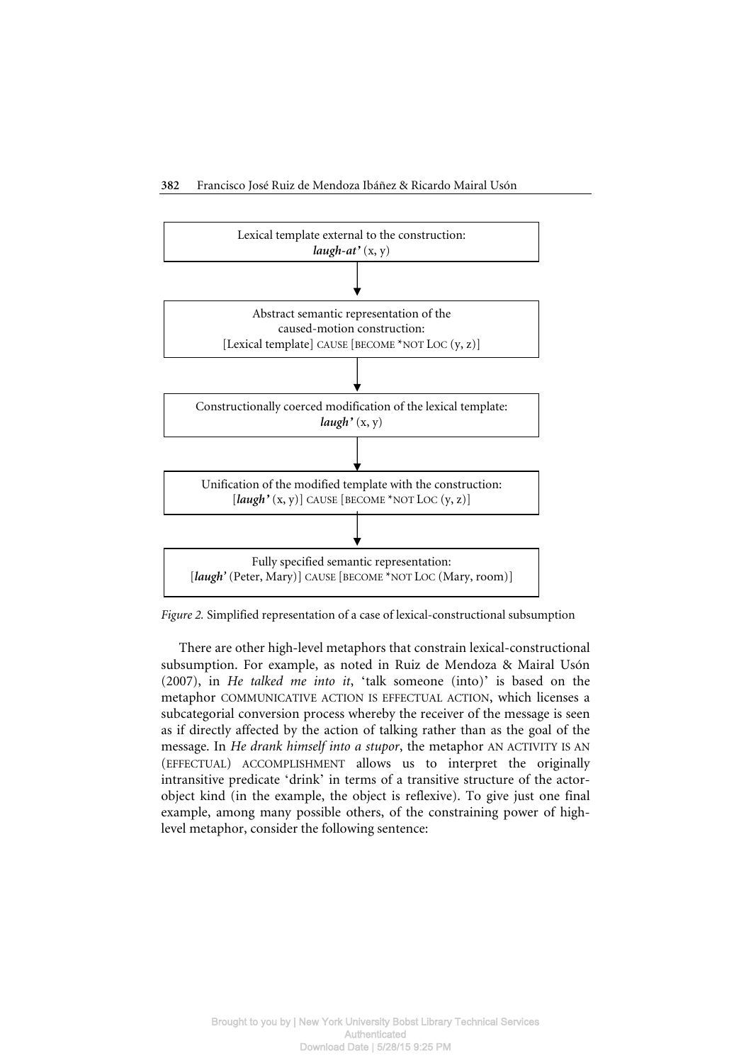Lexical template external to the construction:
***laugh-at'*** (x, y)

↓

Abstract semantic representation of the caused-motion construction:
[Lexical template] CAUSE [BECOME *NOT LOC (y, z)]

↓

Constructionally coerced modification of the lexical template:
***laugh'*** (x, y)

↓

Unification of the modified template with the construction:
[***laugh'*** (x, y)] CAUSE [BECOME *NOT LOC (y, z)]

↓

Fully specified semantic representation:
[***laugh'*** (Peter, Mary)] CAUSE [BECOME *NOT LOC (Mary, room)]

*Figure 2.* Simplified representation of a case of lexical-constructional subsumption

There are other high-level metaphors that constrain lexical-constructional subsumption. For example, as noted in Ruiz de Mendoza & Mairal Usón (2007), in *He talked me into it*, 'talk someone (into)' is based on the metaphor COMMUNICATIVE ACTION IS EFFECTUAL ACTION, which licenses a subcategorial conversion process whereby the receiver of the message is seen as if directly affected by the action of talking rather than as the goal of the message. In *He drank himself into a stupor*, the metaphor AN ACTIVITY IS AN (EFFECTUAL) ACCOMPLISHMENT allows us to interpret the originally intransitive predicate 'drink' in terms of a transitive structure of the actor-object kind (in the example, the object is reflexive). To give just one final example, among many possible others, of the constraining power of high-level metaphor, consider the following sentence: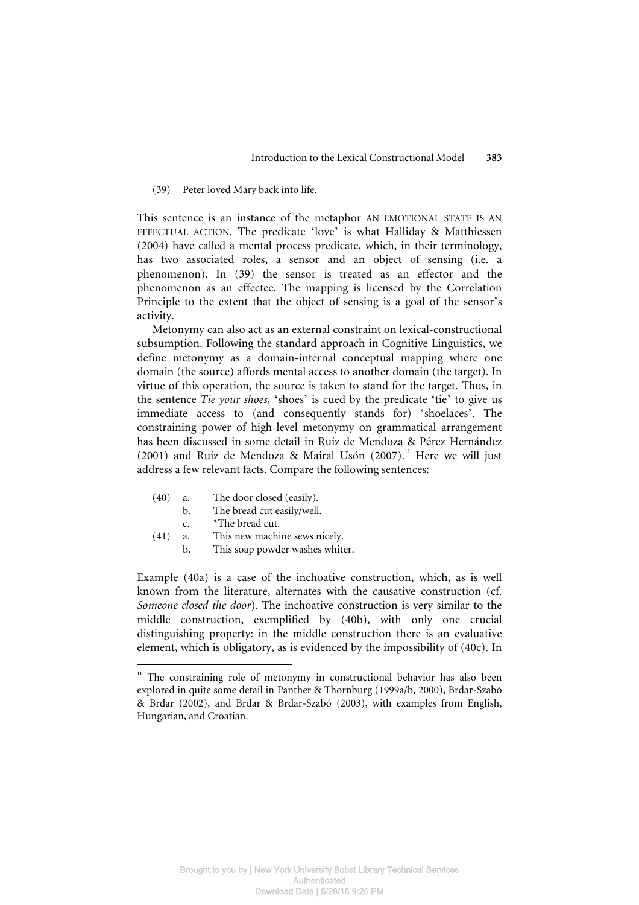(39) Peter loved Mary back into life.

This sentence is an instance of the metaphor AN EMOTIONAL STATE IS AN EFFECTUAL ACTION. The predicate 'love' is what Halliday & Matthiessen (2004) have called a mental process predicate, which, in their terminology, has two associated roles, a sensor and an object of sensing (i.e. a phenomenon). In (39) the sensor is treated as an effector and the phenomenon as an effectee. The mapping is licensed by the Correlation Principle to the extent that the object of sensing is a goal of the sensor's activity.

Metonymy can also act as an external constraint on lexical-constructional subsumption. Following the standard approach in Cognitive Linguistics, we define metonymy as a domain-internal conceptual mapping where one domain (the source) affords mental access to another domain (the target). In virtue of this operation, the source is taken to stand for the target. Thus, in the sentence *Tie your shoes*, 'shoes' is cued by the predicate 'tie' to give us immediate access to (and consequently stands for) 'shoelaces'. The constraining power of high-level metonymy on grammatical arrangement has been discussed in some detail in Ruiz de Mendoza & Pérez Hernández (2001) and Ruiz de Mendoza & Mairal Usón (2007).[11] Here we will just address a few relevant facts. Compare the following sentences:

(40) a. The door closed (easily).
     b. The bread cut easily/well.
     c. *The bread cut.

(41) a. This new machine sews nicely.
     b. This soap powder washes whiter.

Example (40a) is a case of the inchoative construction, which, as is well known from the literature, alternates with the causative construction (cf. *Someone closed the door*). The inchoative construction is very similar to the middle construction, exemplified by (40b), with only one crucial distinguishing property: in the middle construction there is an evaluative element, which is obligatory, as is evidenced by the impossibility of (40c). In

[11] The constraining role of metonymy in constructional behavior has also been explored in quite some detail in Panther & Thornburg (1999a/b, 2000), Brdar-Szabó & Brdar (2002), and Brdar & Brdar-Szabó (2003), with examples from English, Hungarian, and Croatian.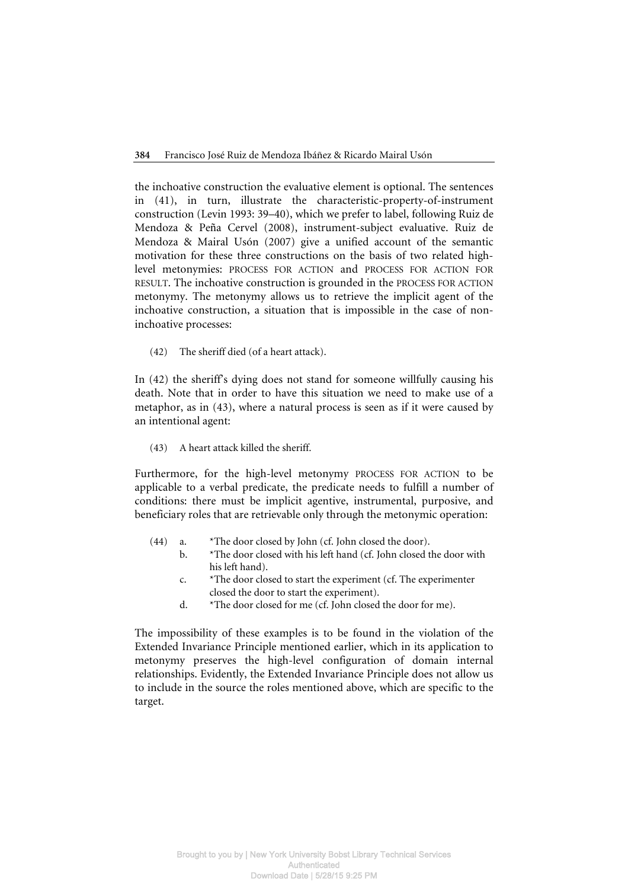the inchoative construction the evaluative element is optional. The sentences in (41), in turn, illustrate the characteristic-property-of-instrument construction (Levin 1993: 39–40), which we prefer to label, following Ruiz de Mendoza & Peña Cervel (2008), instrument-subject evaluative. Ruiz de Mendoza & Mairal Usón (2007) give a unified account of the semantic motivation for these three constructions on the basis of two related high-level metonymies: PROCESS FOR ACTION and PROCESS FOR ACTION FOR RESULT. The inchoative construction is grounded in the PROCESS FOR ACTION metonymy. The metonymy allows us to retrieve the implicit agent of the inchoative construction, a situation that is impossible in the case of non-inchoative processes:

(42) The sheriff died (of a heart attack).

In (42) the sheriff's dying does not stand for someone willfully causing his death. Note that in order to have this situation we need to make use of a metaphor, as in (43), where a natural process is seen as if it were caused by an intentional agent:

(43) A heart attack killed the sheriff.

Furthermore, for the high-level metonymy PROCESS FOR ACTION to be applicable to a verbal predicate, the predicate needs to fulfill a number of conditions: there must be implicit agentive, instrumental, purposive, and beneficiary roles that are retrievable only through the metonymic operation:

(44) a. *The door closed by John (cf. John closed the door).
  b. *The door closed with his left hand (cf. John closed the door with his left hand).
  c. *The door closed to start the experiment (cf. The experimenter closed the door to start the experiment).
  d. *The door closed for me (cf. John closed the door for me).

The impossibility of these examples is to be found in the violation of the Extended Invariance Principle mentioned earlier, which in its application to metonymy preserves the high-level configuration of domain internal relationships. Evidently, the Extended Invariance Principle does not allow us to include in the source the roles mentioned above, which are specific to the target.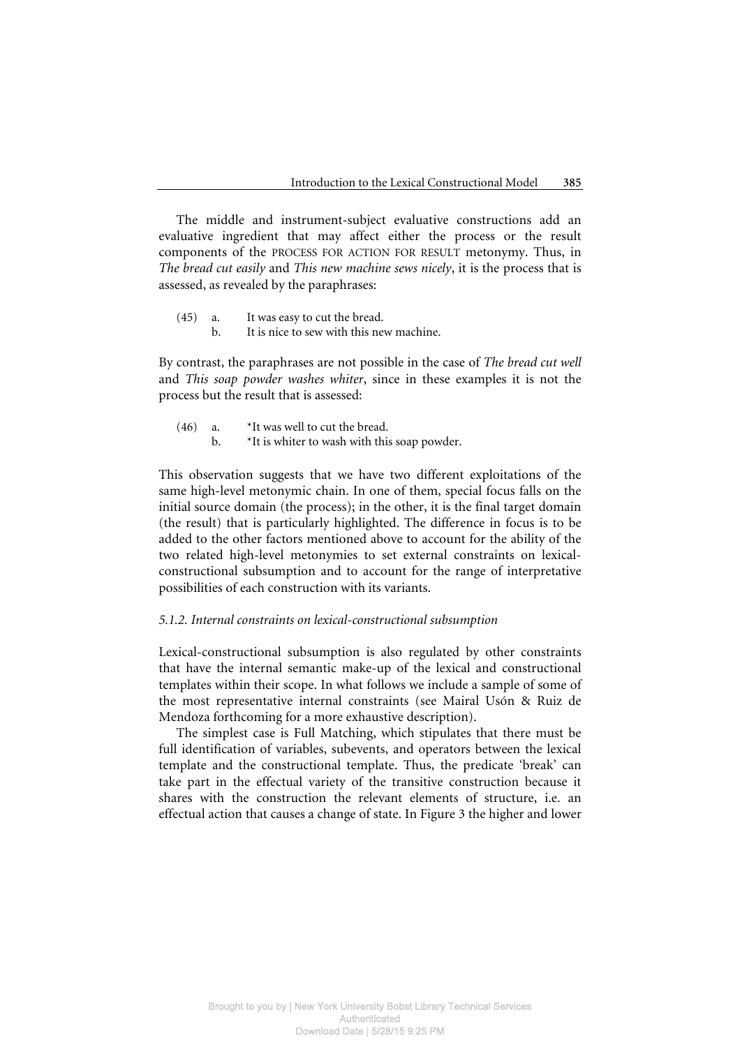The middle and instrument-subject evaluative constructions add an evaluative ingredient that may affect either the process or the result components of the PROCESS FOR ACTION FOR RESULT metonymy. Thus, in *The bread cut easily* and *This new machine sews nicely*, it is the process that is assessed, as revealed by the paraphrases:

(45) a. It was easy to cut the bread.
 b. It is nice to sew with this new machine.

By contrast, the paraphrases are not possible in the case of *The bread cut well* and *This soap powder washes whiter*, since in these examples it is not the process but the result that is assessed:

(46) a. *It was well to cut the bread.
 b. *It is whiter to wash with this soap powder.

This observation suggests that we have two different exploitations of the same high-level metonymic chain. In one of them, special focus falls on the initial source domain (the process); in the other, it is the final target domain (the result) that is particularly highlighted. The difference in focus is to be added to the other factors mentioned above to account for the ability of the two related high-level metonymies to set external constraints on lexical-constructional subsumption and to account for the range of interpretative possibilities of each construction with its variants.

### *5.1.2. Internal constraints on lexical-constructional subsumption*

Lexical-constructional subsumption is also regulated by other constraints that have the internal semantic make-up of the lexical and constructional templates within their scope. In what follows we include a sample of some of the most representative internal constraints (see Mairal Usón & Ruiz de Mendoza forthcoming for a more exhaustive description).

The simplest case is Full Matching, which stipulates that there must be full identification of variables, subevents, and operators between the lexical template and the constructional template. Thus, the predicate 'break' can take part in the effectual variety of the transitive construction because it shares with the construction the relevant elements of structure, i.e. an effectual action that causes a change of state. In Figure 3 the higher and lower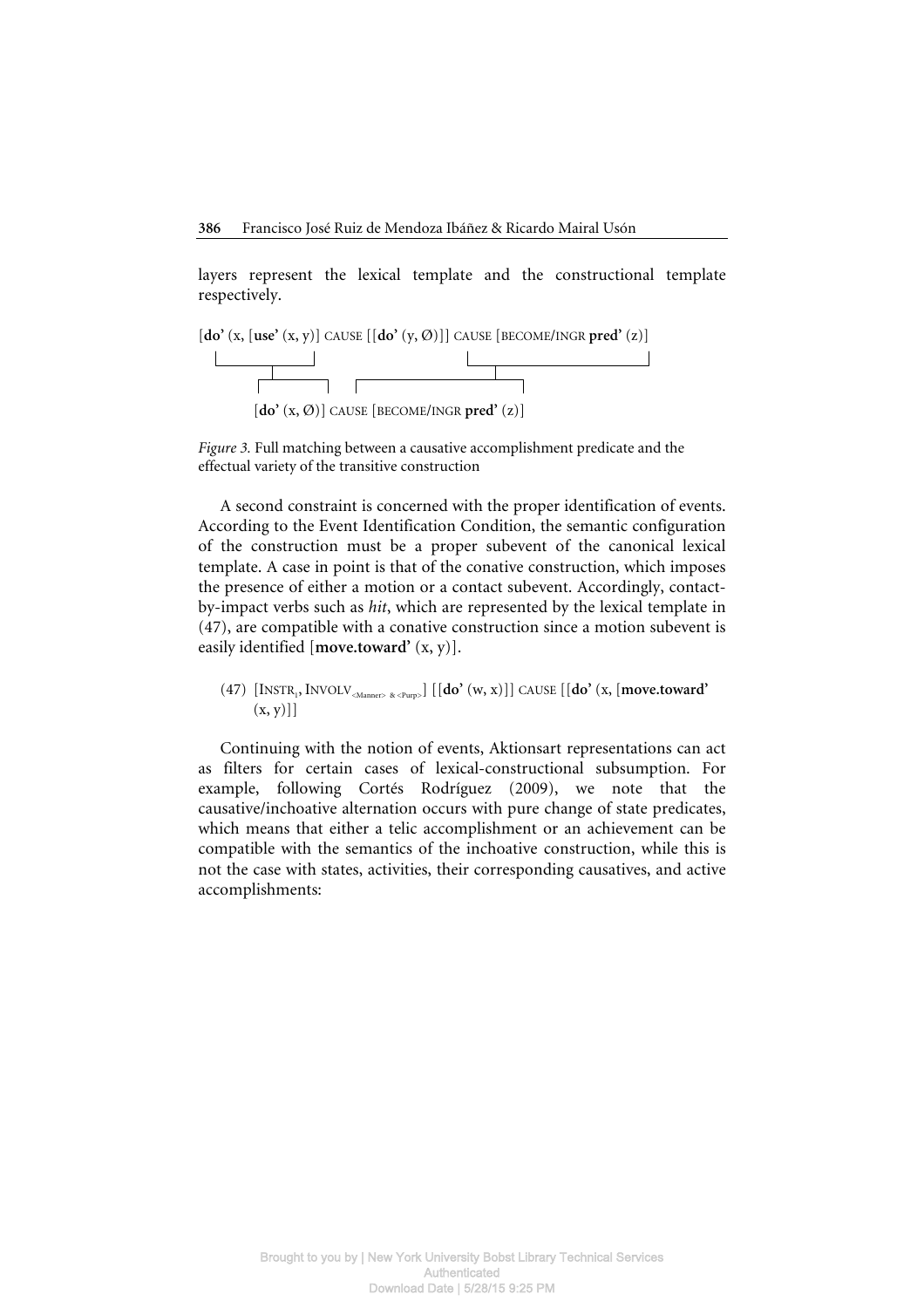layers represent the lexical template and the constructional template respectively.

[**do'** (x, [**use'** (x, y)] CAUSE [[**do'** (y, Ø)]] CAUSE [BECOME/INGR **pred'** (z)]

[**do'** (x, Ø)] CAUSE [BECOME/INGR **pred'** (z)]

*Figure 3.* Full matching between a causative accomplishment predicate and the effectual variety of the transitive construction

A second constraint is concerned with the proper identification of events. According to the Event Identification Condition, the semantic configuration of the construction must be a proper subevent of the canonical lexical template. A case in point is that of the conative construction, which imposes the presence of either a motion or a contact subevent. Accordingly, contact-by-impact verbs such as *hit*, which are represented by the lexical template in (47), are compatible with a conative construction since a motion subevent is easily identified [**move.toward'** (x, y)].

(47) [INSTR$_1$, INVOLV$_{<\text{Manner}> \,\&\, <\text{Purp}>}$] [[**do'** (w, x)]] CAUSE [[**do'** (x, [**move.toward'** (x, y)]]

Continuing with the notion of events, Aktionsart representations can act as filters for certain cases of lexical-constructional subsumption. For example, following Cortés Rodríguez (2009), we note that the causative/inchoative alternation occurs with pure change of state predicates, which means that either a telic accomplishment or an achievement can be compatible with the semantics of the inchoative construction, while this is not the case with states, activities, their corresponding causatives, and active accomplishments: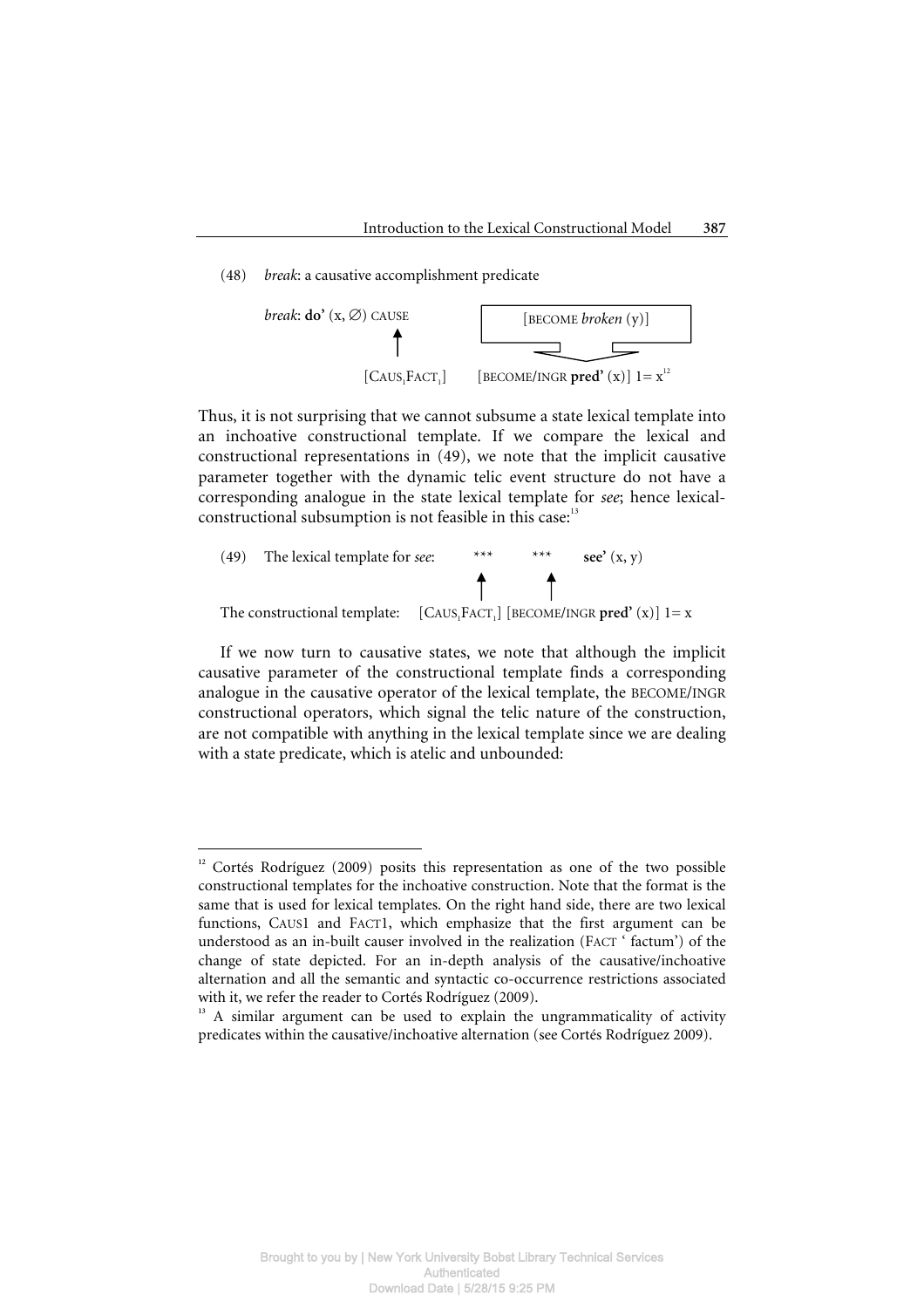(48) *break*: a causative accomplishment predicate

```
break: do' (x, ∅) CAUSE          [BECOME broken (y)]
            ↑                              ⇓
      [CAUS1FACT1]       [BECOME/INGR pred' (x)] 1= x[12]
```

Thus, it is not surprising that we cannot subsume a state lexical template into an inchoative constructional template. If we compare the lexical and constructional representations in (49), we note that the implicit causative parameter together with the dynamic telic event structure do not have a corresponding analogue in the state lexical template for *see*; hence lexical-constructional subsumption is not feasible in this case:[13]

```
(49) The lexical template for see:     ***        ***       see' (x, y)
                                        ↑          ↑
The constructional template:   [CAUS1FACT1] [BECOME/INGR pred' (x)] 1= x
```

If we now turn to causative states, we note that although the implicit causative parameter of the constructional template finds a corresponding analogue in the causative operator of the lexical template, the BECOME/INGR constructional operators, which signal the telic nature of the construction, are not compatible with anything in the lexical template since we are dealing with a state predicate, which is atelic and unbounded:

---

[12] Cortés Rodríguez (2009) posits this representation as one of the two possible constructional templates for the inchoative construction. Note that the format is the same that is used for lexical templates. On the right hand side, there are two lexical functions, CAUS1 and FACT1, which emphasize that the first argument can be understood as an in-built causer involved in the realization (FACT ' factum') of the change of state depicted. For an in-depth analysis of the causative/inchoative alternation and all the semantic and syntactic co-occurrence restrictions associated with it, we refer the reader to Cortés Rodríguez (2009).

[13] A similar argument can be used to explain the ungrammaticality of activity predicates within the causative/inchoative alternation (see Cortés Rodríguez 2009).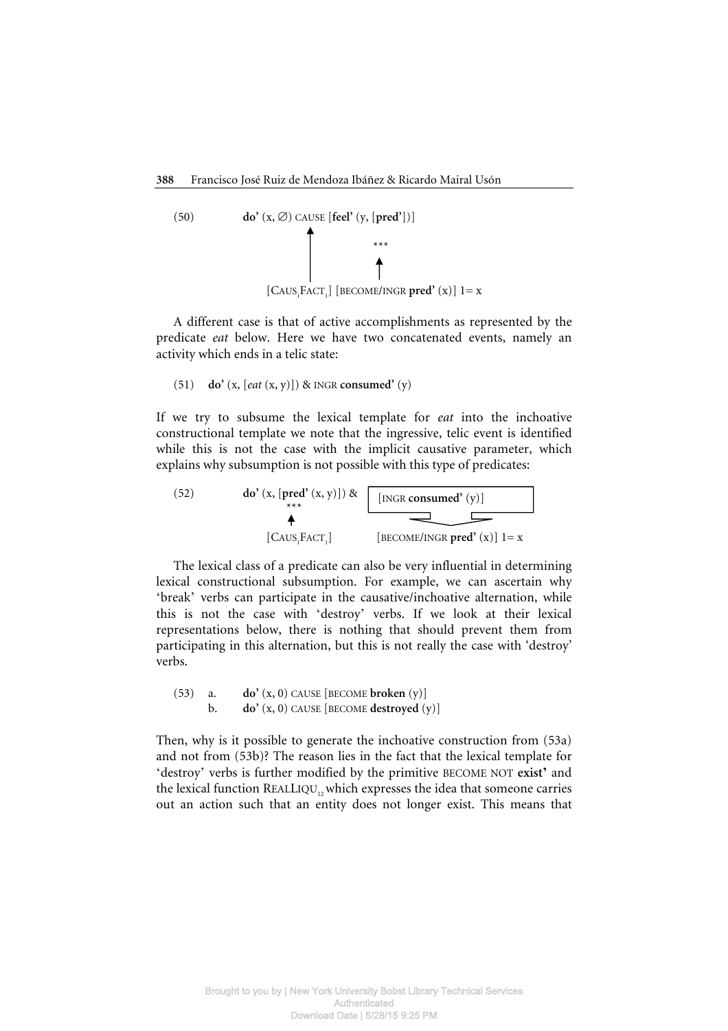(50) **do'** (x, ∅) CAUSE [**feel'** (y, [**pred'**])]

[$\text{CAUS}_1\text{FACT}_1$] [BECOME/INGR **pred'** (x)] 1= x

A different case is that of active accomplishments as represented by the predicate *eat* below. Here we have two concatenated events, namely an activity which ends in a telic state:

(51) **do'** (x, [*eat* (x, y)]) & INGR **consumed'** (y)

If we try to subsume the lexical template for *eat* into the inchoative constructional template we note that the ingressive, telic event is identified while this is not the case with the implicit causative parameter, which explains why subsumption is not possible with this type of predicates:

(52) **do'** (x, [**pred'** (x, y)]) & [INGR **consumed'** (y)]

[$\text{CAUS}_1\text{FACT}_1$] [BECOME/INGR **pred'** (x)] 1= x

The lexical class of a predicate can also be very influential in determining lexical constructional subsumption. For example, we can ascertain why 'break' verbs can participate in the causative/inchoative alternation, while this is not the case with 'destroy' verbs. If we look at their lexical representations below, there is nothing that should prevent them from participating in this alternation, but this is not really the case with 'destroy' verbs.

(53) a. **do'** (x, 0) CAUSE [BECOME **broken** (y)]
b. **do'** (x, 0) CAUSE [BECOME **destroyed** (y)]

Then, why is it possible to generate the inchoative construction from (53a) and not from (53b)? The reason lies in the fact that the lexical template for 'destroy' verbs is further modified by the primitive BECOME NOT **exist'** and the lexical function $\text{REALLIQU}_{12}$ which expresses the idea that someone carries out an action such that an entity does not longer exist. This means that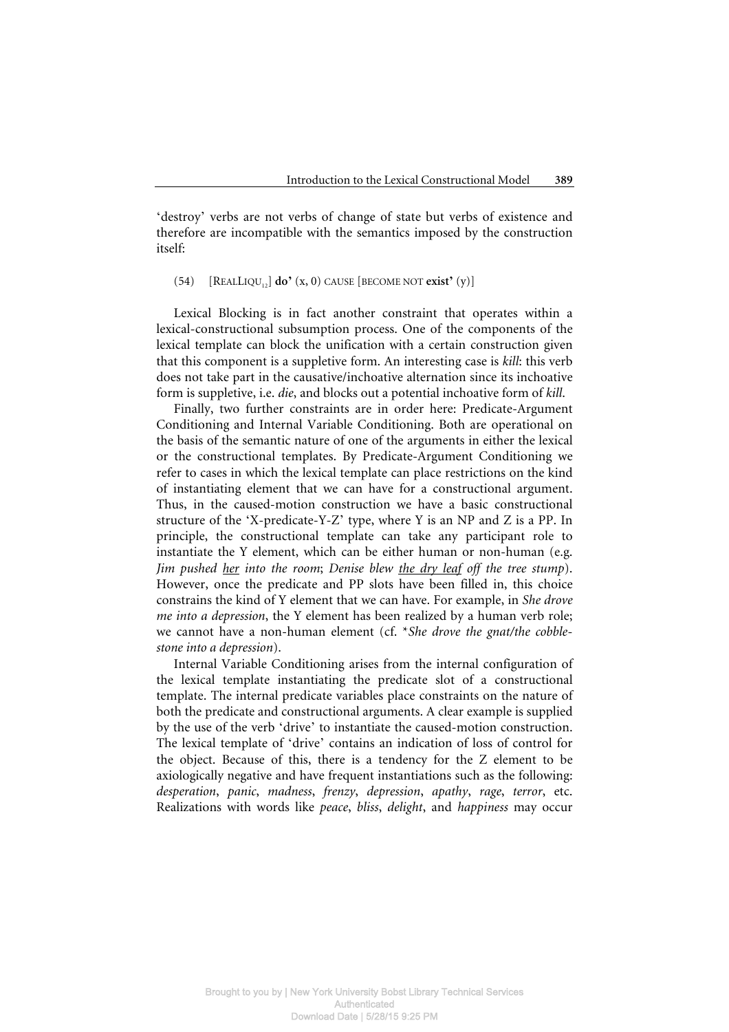'destroy' verbs are not verbs of change of state but verbs of existence and therefore are incompatible with the semantics imposed by the construction itself:

(54) [REALLIQU$_{12}$] **do'** (x, 0) CAUSE [BECOME NOT **exist'** (y)]

Lexical Blocking is in fact another constraint that operates within a lexical-constructional subsumption process. One of the components of the lexical template can block the unification with a certain construction given that this component is a suppletive form. An interesting case is *kill*: this verb does not take part in the causative/inchoative alternation since its inchoative form is suppletive, i.e. *die*, and blocks out a potential inchoative form of *kill*.

Finally, two further constraints are in order here: Predicate-Argument Conditioning and Internal Variable Conditioning. Both are operational on the basis of the semantic nature of one of the arguments in either the lexical or the constructional templates. By Predicate-Argument Conditioning we refer to cases in which the lexical template can place restrictions on the kind of instantiating element that we can have for a constructional argument. Thus, in the caused-motion construction we have a basic constructional structure of the 'X-predicate-Y-Z' type, where Y is an NP and Z is a PP. In principle, the constructional template can take any participant role to instantiate the Y element, which can be either human or non-human (e.g. *Jim pushed <u>her</u> into the room*; *Denise blew <u>the dry leaf</u> off the tree stump*). However, once the predicate and PP slots have been filled in, this choice constrains the kind of Y element that we can have. For example, in *She drove me into a depression*, the Y element has been realized by a human verb role; we cannot have a non-human element (cf. *\*She drove the gnat/the cobblestone into a depression*).

Internal Variable Conditioning arises from the internal configuration of the lexical template instantiating the predicate slot of a constructional template. The internal predicate variables place constraints on the nature of both the predicate and constructional arguments. A clear example is supplied by the use of the verb 'drive' to instantiate the caused-motion construction. The lexical template of 'drive' contains an indication of loss of control for the object. Because of this, there is a tendency for the Z element to be axiologically negative and have frequent instantiations such as the following: *desperation*, *panic*, *madness*, *frenzy*, *depression*, *apathy*, *rage*, *terror*, etc. Realizations with words like *peace*, *bliss*, *delight*, and *happiness* may occur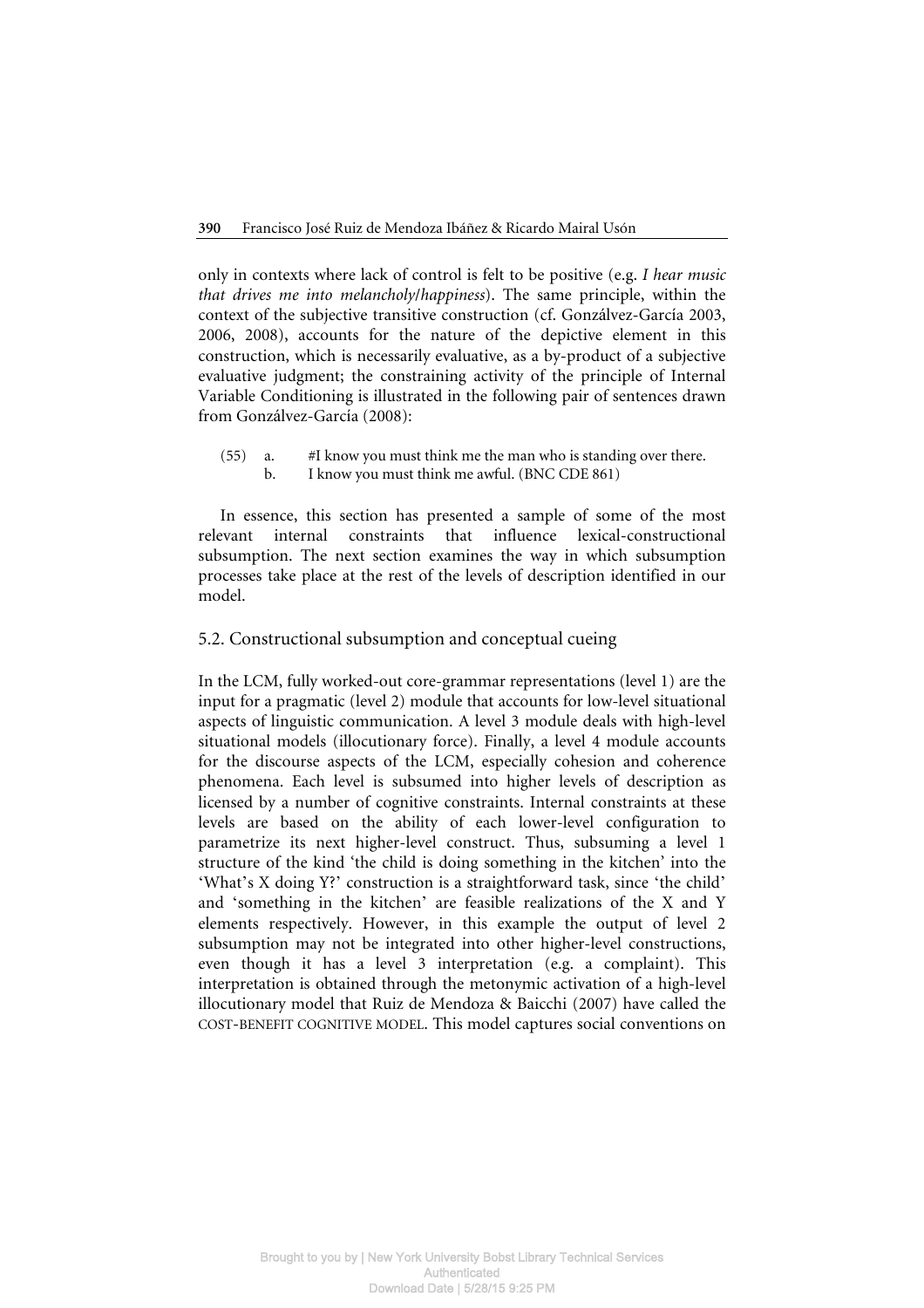only in contexts where lack of control is felt to be positive (e.g. *I hear music that drives me into melancholy/happiness*). The same principle, within the context of the subjective transitive construction (cf. Gonzálvez-García 2003, 2006, 2008), accounts for the nature of the depictive element in this construction, which is necessarily evaluative, as a by-product of a subjective evaluative judgment; the constraining activity of the principle of Internal Variable Conditioning is illustrated in the following pair of sentences drawn from Gonzálvez-García (2008):

(55) a. #I know you must think me the man who is standing over there.
 b. I know you must think me awful. (BNC CDE 861)

In essence, this section has presented a sample of some of the most relevant internal constraints that influence lexical-constructional subsumption. The next section examines the way in which subsumption processes take place at the rest of the levels of description identified in our model.

## 5.2. Constructional subsumption and conceptual cueing

In the LCM, fully worked-out core-grammar representations (level 1) are the input for a pragmatic (level 2) module that accounts for low-level situational aspects of linguistic communication. A level 3 module deals with high-level situational models (illocutionary force). Finally, a level 4 module accounts for the discourse aspects of the LCM, especially cohesion and coherence phenomena. Each level is subsumed into higher levels of description as licensed by a number of cognitive constraints. Internal constraints at these levels are based on the ability of each lower-level configuration to parametrize its next higher-level construct. Thus, subsuming a level 1 structure of the kind 'the child is doing something in the kitchen' into the 'What's X doing Y?' construction is a straightforward task, since 'the child' and 'something in the kitchen' are feasible realizations of the X and Y elements respectively. However, in this example the output of level 2 subsumption may not be integrated into other higher-level constructions, even though it has a level 3 interpretation (e.g. a complaint). This interpretation is obtained through the metonymic activation of a high-level illocutionary model that Ruiz de Mendoza & Baicchi (2007) have called the COST-BENEFIT COGNITIVE MODEL. This model captures social conventions on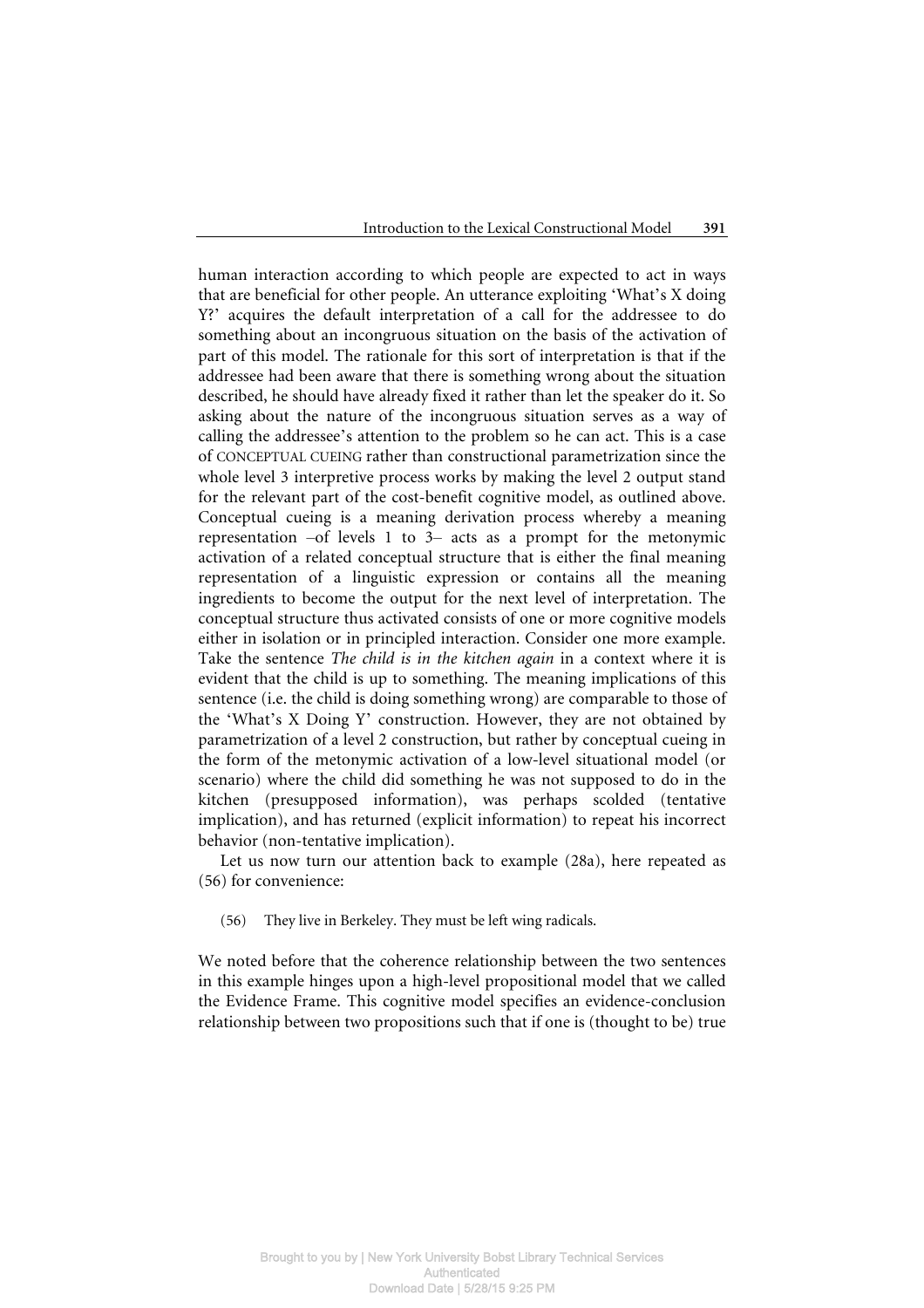human interaction according to which people are expected to act in ways that are beneficial for other people. An utterance exploiting 'What's X doing Y?' acquires the default interpretation of a call for the addressee to do something about an incongruous situation on the basis of the activation of part of this model. The rationale for this sort of interpretation is that if the addressee had been aware that there is something wrong about the situation described, he should have already fixed it rather than let the speaker do it. So asking about the nature of the incongruous situation serves as a way of calling the addressee's attention to the problem so he can act. This is a case of CONCEPTUAL CUEING rather than constructional parametrization since the whole level 3 interpretive process works by making the level 2 output stand for the relevant part of the cost-benefit cognitive model, as outlined above. Conceptual cueing is a meaning derivation process whereby a meaning representation –of levels 1 to 3– acts as a prompt for the metonymic activation of a related conceptual structure that is either the final meaning representation of a linguistic expression or contains all the meaning ingredients to become the output for the next level of interpretation. The conceptual structure thus activated consists of one or more cognitive models either in isolation or in principled interaction. Consider one more example. Take the sentence *The child is in the kitchen again* in a context where it is evident that the child is up to something. The meaning implications of this sentence (i.e. the child is doing something wrong) are comparable to those of the 'What's X Doing Y' construction. However, they are not obtained by parametrization of a level 2 construction, but rather by conceptual cueing in the form of the metonymic activation of a low-level situational model (or scenario) where the child did something he was not supposed to do in the kitchen (presupposed information), was perhaps scolded (tentative implication), and has returned (explicit information) to repeat his incorrect behavior (non-tentative implication).

Let us now turn our attention back to example (28a), here repeated as (56) for convenience:

(56) They live in Berkeley. They must be left wing radicals.

We noted before that the coherence relationship between the two sentences in this example hinges upon a high-level propositional model that we called the Evidence Frame. This cognitive model specifies an evidence-conclusion relationship between two propositions such that if one is (thought to be) true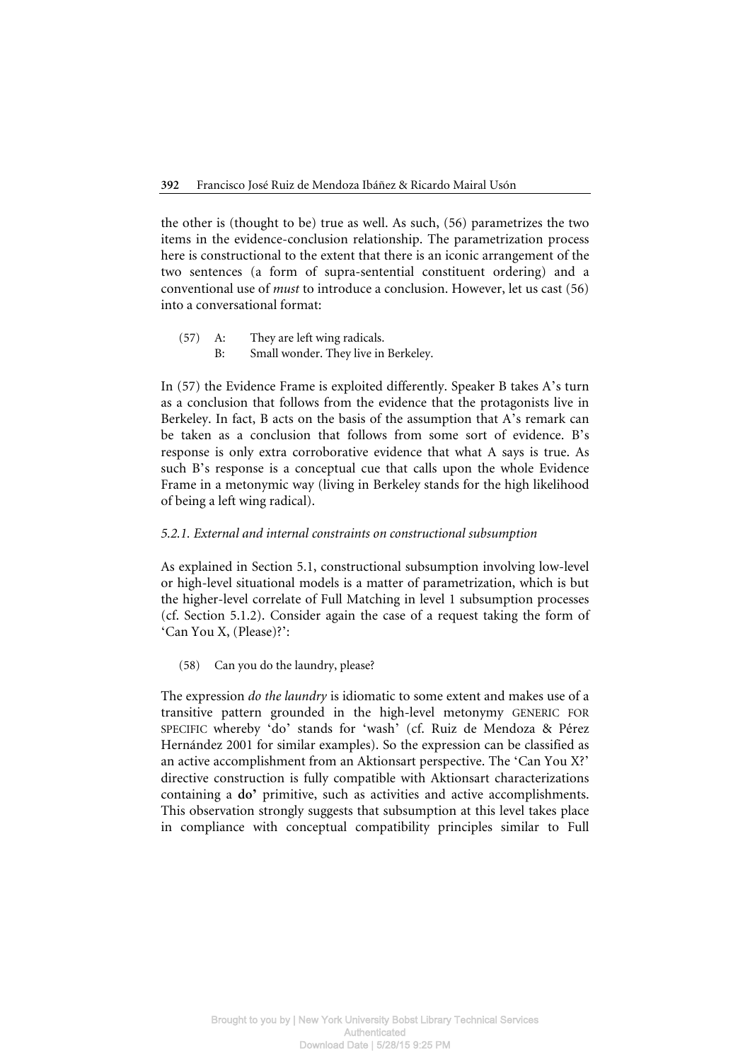the other is (thought to be) true as well. As such, (56) parametrizes the two items in the evidence-conclusion relationship. The parametrization process here is constructional to the extent that there is an iconic arrangement of the two sentences (a form of supra-sentential constituent ordering) and a conventional use of *must* to introduce a conclusion. However, let us cast (56) into a conversational format:

(57) A: They are left wing radicals.
B: Small wonder. They live in Berkeley.

In (57) the Evidence Frame is exploited differently. Speaker B takes A's turn as a conclusion that follows from the evidence that the protagonists live in Berkeley. In fact, B acts on the basis of the assumption that A's remark can be taken as a conclusion that follows from some sort of evidence. B's response is only extra corroborative evidence that what A says is true. As such B's response is a conceptual cue that calls upon the whole Evidence Frame in a metonymic way (living in Berkeley stands for the high likelihood of being a left wing radical).

### *5.2.1. External and internal constraints on constructional subsumption*

As explained in Section 5.1, constructional subsumption involving low-level or high-level situational models is a matter of parametrization, which is but the higher-level correlate of Full Matching in level 1 subsumption processes (cf. Section 5.1.2). Consider again the case of a request taking the form of 'Can You X, (Please)?':

(58) Can you do the laundry, please?

The expression *do the laundry* is idiomatic to some extent and makes use of a transitive pattern grounded in the high-level metonymy GENERIC FOR SPECIFIC whereby 'do' stands for 'wash' (cf. Ruiz de Mendoza & Pérez Hernández 2001 for similar examples). So the expression can be classified as an active accomplishment from an Aktionsart perspective. The 'Can You X?' directive construction is fully compatible with Aktionsart characterizations containing a **do'** primitive, such as activities and active accomplishments. This observation strongly suggests that subsumption at this level takes place in compliance with conceptual compatibility principles similar to Full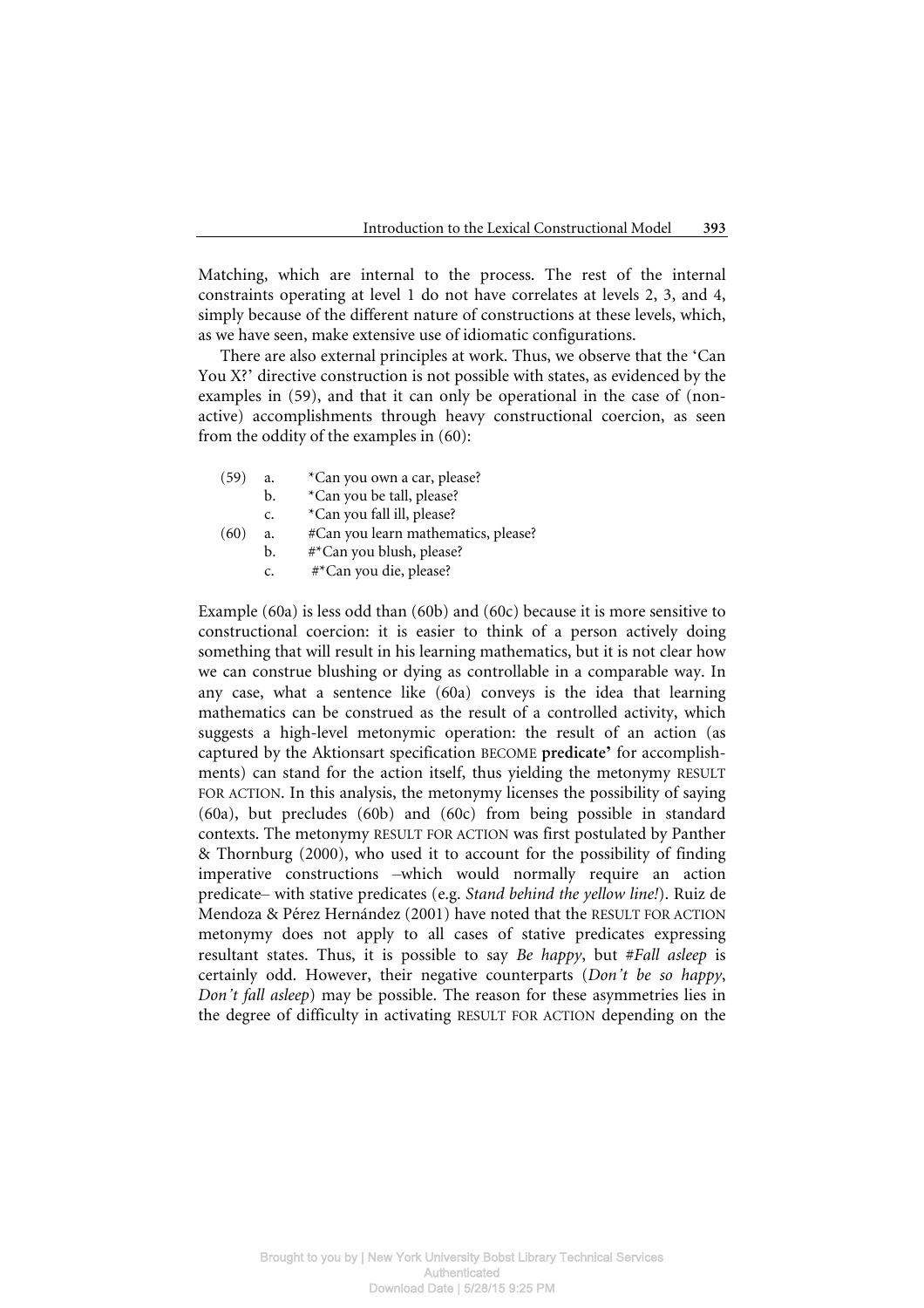Matching, which are internal to the process. The rest of the internal constraints operating at level 1 do not have correlates at levels 2, 3, and 4, simply because of the different nature of constructions at these levels, which, as we have seen, make extensive use of idiomatic configurations.

There are also external principles at work. Thus, we observe that the 'Can You X?' directive construction is not possible with states, as evidenced by the examples in (59), and that it can only be operational in the case of (non-active) accomplishments through heavy constructional coercion, as seen from the oddity of the examples in (60):

(59) a. *Can you own a car, please?
     b. *Can you be tall, please?
     c. *Can you fall ill, please?

(60) a. #Can you learn mathematics, please?
     b. #*Can you blush, please?
     c. #*Can you die, please?

Example (60a) is less odd than (60b) and (60c) because it is more sensitive to constructional coercion: it is easier to think of a person actively doing something that will result in his learning mathematics, but it is not clear how we can construe blushing or dying as controllable in a comparable way. In any case, what a sentence like (60a) conveys is the idea that learning mathematics can be construed as the result of a controlled activity, which suggests a high-level metonymic operation: the result of an action (as captured by the Aktionsart specification BECOME **predicate'** for accomplishments) can stand for the action itself, thus yielding the metonymy RESULT FOR ACTION. In this analysis, the metonymy licenses the possibility of saying (60a), but precludes (60b) and (60c) from being possible in standard contexts. The metonymy RESULT FOR ACTION was first postulated by Panther & Thornburg (2000), who used it to account for the possibility of finding imperative constructions –which would normally require an action predicate– with stative predicates (e.g. *Stand behind the yellow line!*). Ruiz de Mendoza & Pérez Hernández (2001) have noted that the RESULT FOR ACTION metonymy does not apply to all cases of stative predicates expressing resultant states. Thus, it is possible to say *Be happy*, but *#Fall asleep* is certainly odd. However, their negative counterparts (*Don't be so happy*, *Don't fall asleep*) may be possible. The reason for these asymmetries lies in the degree of difficulty in activating RESULT FOR ACTION depending on the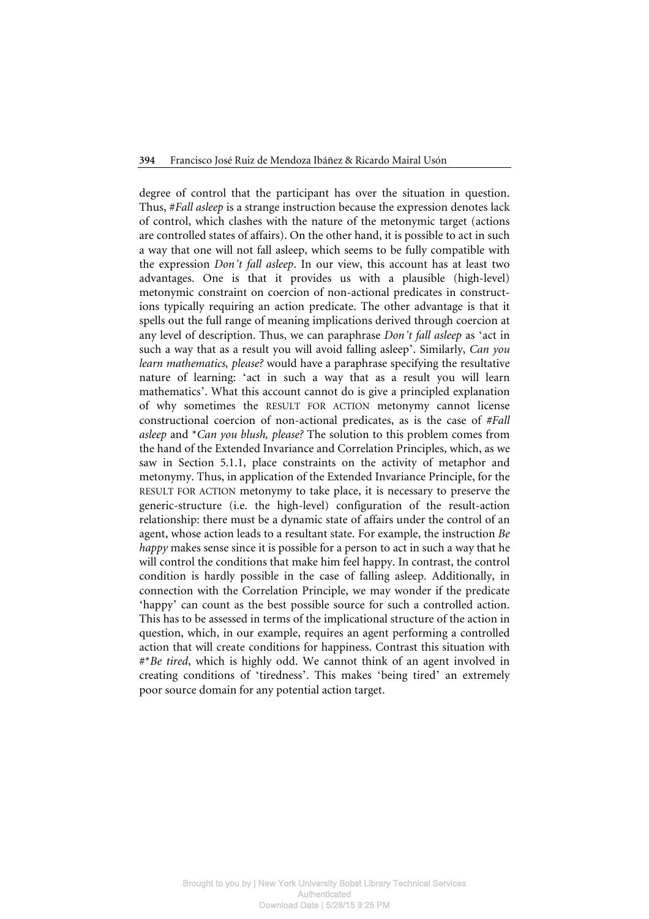degree of control that the participant has over the situation in question. Thus, #*Fall asleep* is a strange instruction because the expression denotes lack of control, which clashes with the nature of the metonymic target (actions are controlled states of affairs). On the other hand, it is possible to act in such a way that one will not fall asleep, which seems to be fully compatible with the expression *Don't fall asleep*. In our view, this account has at least two advantages. One is that it provides us with a plausible (high-level) metonymic constraint on coercion of non-actional predicates in constructions typically requiring an action predicate. The other advantage is that it spells out the full range of meaning implications derived through coercion at any level of description. Thus, we can paraphrase *Don't fall asleep* as 'act in such a way that as a result you will avoid falling asleep'. Similarly, *Can you learn mathematics, please?* would have a paraphrase specifying the resultative nature of learning: 'act in such a way that as a result you will learn mathematics'. What this account cannot do is give a principled explanation of why sometimes the RESULT FOR ACTION metonymy cannot license constructional coercion of non-actional predicates, as is the case of *#Fall asleep* and *\*Can you blush, please?* The solution to this problem comes from the hand of the Extended Invariance and Correlation Principles, which, as we saw in Section 5.1.1, place constraints on the activity of metaphor and metonymy. Thus, in application of the Extended Invariance Principle, for the RESULT FOR ACTION metonymy to take place, it is necessary to preserve the generic-structure (i.e. the high-level) configuration of the result-action relationship: there must be a dynamic state of affairs under the control of an agent, whose action leads to a resultant state. For example, the instruction *Be happy* makes sense since it is possible for a person to act in such a way that he will control the conditions that make him feel happy. In contrast, the control condition is hardly possible in the case of falling asleep. Additionally, in connection with the Correlation Principle, we may wonder if the predicate 'happy' can count as the best possible source for such a controlled action. This has to be assessed in terms of the implicational structure of the action in question, which, in our example, requires an agent performing a controlled action that will create conditions for happiness. Contrast this situation with #\**Be tired*, which is highly odd. We cannot think of an agent involved in creating conditions of 'tiredness'. This makes 'being tired' an extremely poor source domain for any potential action target.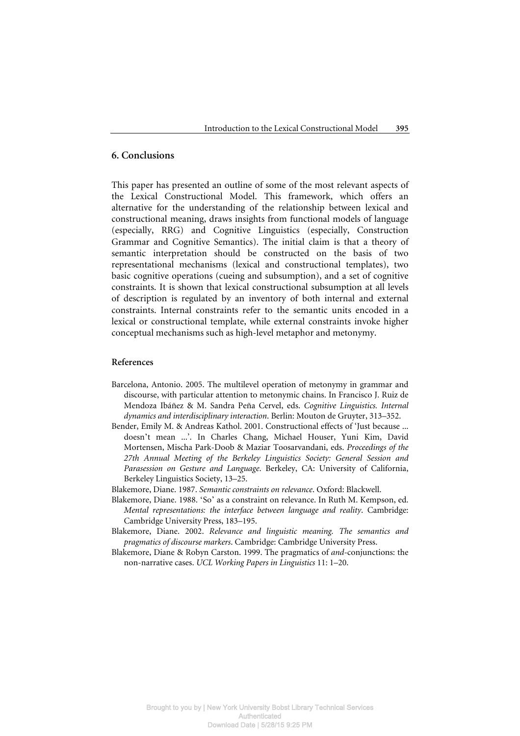## 6. Conclusions

This paper has presented an outline of some of the most relevant aspects of the Lexical Constructional Model. This framework, which offers an alternative for the understanding of the relationship between lexical and constructional meaning, draws insights from functional models of language (especially, RRG) and Cognitive Linguistics (especially, Construction Grammar and Cognitive Semantics). The initial claim is that a theory of semantic interpretation should be constructed on the basis of two representational mechanisms (lexical and constructional templates), two basic cognitive operations (cueing and subsumption), and a set of cognitive constraints. It is shown that lexical constructional subsumption at all levels of description is regulated by an inventory of both internal and external constraints. Internal constraints refer to the semantic units encoded in a lexical or constructional template, while external constraints invoke higher conceptual mechanisms such as high-level metaphor and metonymy.

### References

Barcelona, Antonio. 2005. The multilevel operation of metonymy in grammar and discourse, with particular attention to metonymic chains. In Francisco J. Ruiz de Mendoza Ibáñez & M. Sandra Peña Cervel, eds. *Cognitive Linguistics. Internal dynamics and interdisciplinary interaction*. Berlin: Mouton de Gruyter, 313–352.

Bender, Emily M. & Andreas Kathol. 2001. Constructional effects of 'Just because ... doesn't mean ...'. In Charles Chang, Michael Houser, Yuni Kim, David Mortensen, Mischa Park-Doob & Maziar Toosarvandani, eds. *Proceedings of the 27th Annual Meeting of the Berkeley Linguistics Society: General Session and Parasession on Gesture and Language*. Berkeley, CA: University of California, Berkeley Linguistics Society, 13–25.

Blakemore, Diane. 1987. *Semantic constraints on relevance*. Oxford: Blackwell.

Blakemore, Diane. 1988. 'So' as a constraint on relevance. In Ruth M. Kempson, ed. *Mental representations: the interface between language and reality*. Cambridge: Cambridge University Press, 183–195.

Blakemore, Diane. 2002. *Relevance and linguistic meaning. The semantics and pragmatics of discourse markers*. Cambridge: Cambridge University Press.

Blakemore, Diane & Robyn Carston. 1999. The pragmatics of *and*-conjunctions: the non-narrative cases. *UCL Working Papers in Linguistics* 11: 1–20.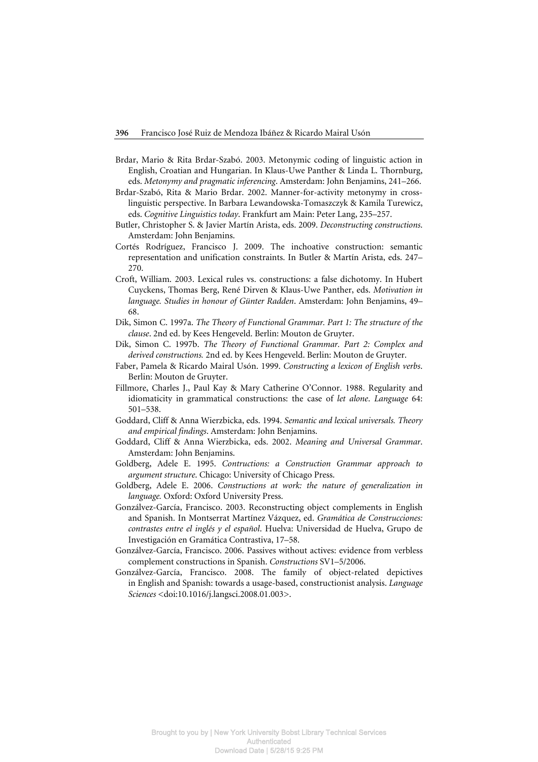Brdar, Mario & Rita Brdar-Szabó. 2003. Metonymic coding of linguistic action in English, Croatian and Hungarian. In Klaus-Uwe Panther & Linda L. Thornburg, eds. *Metonymy and pragmatic inferencing*. Amsterdam: John Benjamins, 241–266.

Brdar-Szabó, Rita & Mario Brdar. 2002. Manner-for-activity metonymy in cross-linguistic perspective. In Barbara Lewandowska-Tomaszczyk & Kamila Turewicz, eds. *Cognitive Linguistics today*. Frankfurt am Main: Peter Lang, 235–257.

Butler, Christopher S. & Javier Martín Arista, eds. 2009. *Deconstructing constructions*. Amsterdam: John Benjamins.

Cortés Rodríguez, Francisco J. 2009. The inchoative construction: semantic representation and unification constraints. In Butler & Martín Arista, eds. 247–270.

Croft, William. 2003. Lexical rules vs. constructions: a false dichotomy. In Hubert Cuyckens, Thomas Berg, René Dirven & Klaus-Uwe Panther, eds. *Motivation in language. Studies in honour of Günter Radden*. Amsterdam: John Benjamins, 49–68.

Dik, Simon C. 1997a. *The Theory of Functional Grammar. Part 1: The structure of the clause*. 2nd ed. by Kees Hengeveld. Berlin: Mouton de Gruyter.

Dik, Simon C. 1997b. *The Theory of Functional Grammar. Part 2: Complex and derived constructions.* 2nd ed. by Kees Hengeveld. Berlin: Mouton de Gruyter.

Faber, Pamela & Ricardo Mairal Usón. 1999. *Constructing a lexicon of English verbs*. Berlin: Mouton de Gruyter.

Fillmore, Charles J., Paul Kay & Mary Catherine O'Connor. 1988. Regularity and idiomaticity in grammatical constructions: the case of *let alone*. *Language* 64: 501–538.

Goddard, Cliff & Anna Wierzbicka, eds. 1994. *Semantic and lexical universals. Theory and empirical findings*. Amsterdam: John Benjamins.

Goddard, Cliff & Anna Wierzbicka, eds. 2002. *Meaning and Universal Grammar*. Amsterdam: John Benjamins.

Goldberg, Adele E. 1995. *Contructions: a Construction Grammar approach to argument structure*. Chicago: University of Chicago Press.

Goldberg, Adele E. 2006. *Constructions at work: the nature of generalization in language.* Oxford: Oxford University Press.

Gonzálvez-García, Francisco. 2003. Reconstructing object complements in English and Spanish. In Montserrat Martínez Vázquez, ed. *Gramática de Construcciones: contrastes entre el inglés y el español*. Huelva: Universidad de Huelva, Grupo de Investigación en Gramática Contrastiva, 17–58.

Gonzálvez-García, Francisco. 2006. Passives without actives: evidence from verbless complement constructions in Spanish. *Constructions* SV1–5/2006.

Gonzálvez-García, Francisco. 2008. The family of object-related depictives in English and Spanish: towards a usage-based, constructionist analysis. *Language Sciences* <doi:10.1016/j.langsci.2008.01.003>.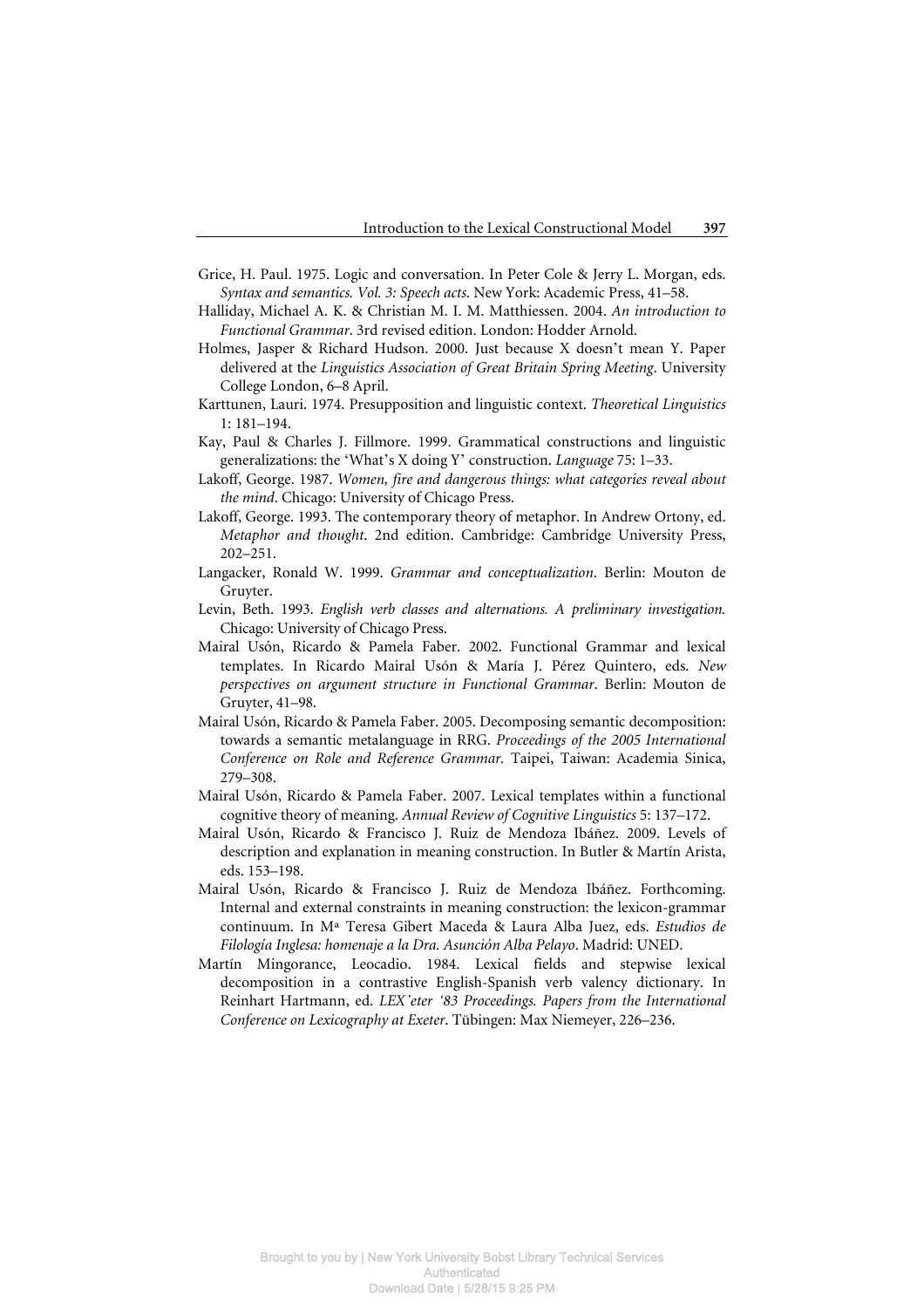Grice, H. Paul. 1975. Logic and conversation. In Peter Cole & Jerry L. Morgan, eds. *Syntax and semantics. Vol. 3: Speech acts*. New York: Academic Press, 41–58.

Halliday, Michael A. K. & Christian M. I. M. Matthiessen. 2004. *An introduction to Functional Grammar*. 3rd revised edition. London: Hodder Arnold.

Holmes, Jasper & Richard Hudson. 2000. Just because X doesn't mean Y. Paper delivered at the *Linguistics Association of Great Britain Spring Meeting*. University College London, 6–8 April.

Karttunen, Lauri. 1974. Presupposition and linguistic context. *Theoretical Linguistics* 1: 181–194.

Kay, Paul & Charles J. Fillmore. 1999. Grammatical constructions and linguistic generalizations: the 'What's X doing Y' construction. *Language* 75: 1–33.

Lakoff, George. 1987. *Women, fire and dangerous things: what categories reveal about the mind*. Chicago: University of Chicago Press.

Lakoff, George. 1993. The contemporary theory of metaphor. In Andrew Ortony, ed. *Metaphor and thought*. 2nd edition. Cambridge: Cambridge University Press, 202–251.

Langacker, Ronald W. 1999. *Grammar and conceptualization*. Berlin: Mouton de Gruyter.

Levin, Beth. 1993. *English verb classes and alternations. A preliminary investigation.* Chicago: University of Chicago Press.

Mairal Usón, Ricardo & Pamela Faber. 2002. Functional Grammar and lexical templates. In Ricardo Mairal Usón & María J. Pérez Quintero, eds. *New perspectives on argument structure in Functional Grammar*. Berlin: Mouton de Gruyter, 41–98.

Mairal Usón, Ricardo & Pamela Faber. 2005. Decomposing semantic decomposition: towards a semantic metalanguage in RRG. *Proceedings of the 2005 International Conference on Role and Reference Grammar.* Taipei, Taiwan: Academia Sinica, 279–308.

Mairal Usón, Ricardo & Pamela Faber. 2007. Lexical templates within a functional cognitive theory of meaning. *Annual Review of Cognitive Linguistics* 5: 137–172.

Mairal Usón, Ricardo & Francisco J. Ruiz de Mendoza Ibáñez. 2009. Levels of description and explanation in meaning construction. In Butler & Martín Arista, eds. 153–198.

Mairal Usón, Ricardo & Francisco J. Ruiz de Mendoza Ibáñez. Forthcoming. Internal and external constraints in meaning construction: the lexicon-grammar continuum. In Mª Teresa Gibert Maceda & Laura Alba Juez, eds. *Estudios de Filología Inglesa: homenaje a la Dra. Asunción Alba Pelayo*. Madrid: UNED.

Martín Mingorance, Leocadio. 1984. Lexical fields and stepwise lexical decomposition in a contrastive English-Spanish verb valency dictionary. In Reinhart Hartmann, ed. *LEX'eter '83 Proceedings. Papers from the International Conference on Lexicography at Exeter*. Tübingen: Max Niemeyer, 226–236.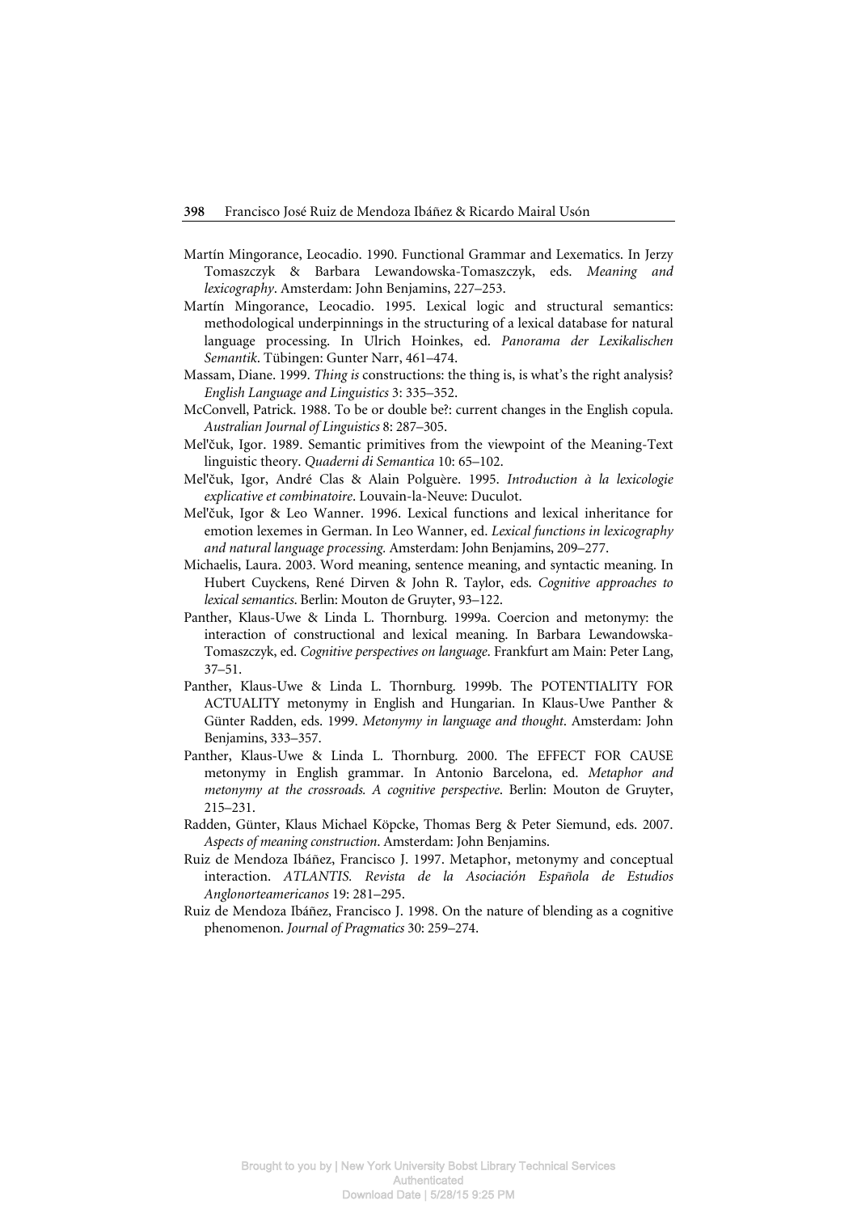Martín Mingorance, Leocadio. 1990. Functional Grammar and Lexematics. In Jerzy Tomaszczyk & Barbara Lewandowska-Tomaszczyk, eds. *Meaning and lexicography*. Amsterdam: John Benjamins, 227–253.

Martín Mingorance, Leocadio. 1995. Lexical logic and structural semantics: methodological underpinnings in the structuring of a lexical database for natural language processing. In Ulrich Hoinkes, ed. *Panorama der Lexikalischen Semantik*. Tübingen: Gunter Narr, 461–474.

Massam, Diane. 1999. *Thing is* constructions: the thing is, is what's the right analysis? *English Language and Linguistics* 3: 335–352.

McConvell, Patrick. 1988. To be or double be?: current changes in the English copula. *Australian Journal of Linguistics* 8: 287–305.

Mel'čuk, Igor. 1989. Semantic primitives from the viewpoint of the Meaning-Text linguistic theory. *Quaderni di Semantica* 10: 65–102.

Mel'čuk, Igor, André Clas & Alain Polguère. 1995. *Introduction à la lexicologie explicative et combinatoire*. Louvain-la-Neuve: Duculot.

Mel'čuk, Igor & Leo Wanner. 1996. Lexical functions and lexical inheritance for emotion lexemes in German. In Leo Wanner, ed. *Lexical functions in lexicography and natural language processing*. Amsterdam: John Benjamins, 209–277.

Michaelis, Laura. 2003. Word meaning, sentence meaning, and syntactic meaning. In Hubert Cuyckens, René Dirven & John R. Taylor, eds. *Cognitive approaches to lexical semantics*. Berlin: Mouton de Gruyter, 93–122.

Panther, Klaus-Uwe & Linda L. Thornburg. 1999a. Coercion and metonymy: the interaction of constructional and lexical meaning. In Barbara Lewandowska-Tomaszczyk, ed. *Cognitive perspectives on language*. Frankfurt am Main: Peter Lang, 37–51.

Panther, Klaus-Uwe & Linda L. Thornburg. 1999b. The POTENTIALITY FOR ACTUALITY metonymy in English and Hungarian. In Klaus-Uwe Panther & Günter Radden, eds. 1999. *Metonymy in language and thought*. Amsterdam: John Benjamins, 333–357.

Panther, Klaus-Uwe & Linda L. Thornburg. 2000. The EFFECT FOR CAUSE metonymy in English grammar. In Antonio Barcelona, ed. *Metaphor and metonymy at the crossroads. A cognitive perspective*. Berlin: Mouton de Gruyter, 215–231.

Radden, Günter, Klaus Michael Köpcke, Thomas Berg & Peter Siemund, eds. 2007. *Aspects of meaning construction*. Amsterdam: John Benjamins.

Ruiz de Mendoza Ibáñez, Francisco J. 1997. Metaphor, metonymy and conceptual interaction. *ATLANTIS. Revista de la Asociación Española de Estudios Anglonorteamericanos* 19: 281–295.

Ruiz de Mendoza Ibáñez, Francisco J. 1998. On the nature of blending as a cognitive phenomenon. *Journal of Pragmatics* 30: 259–274.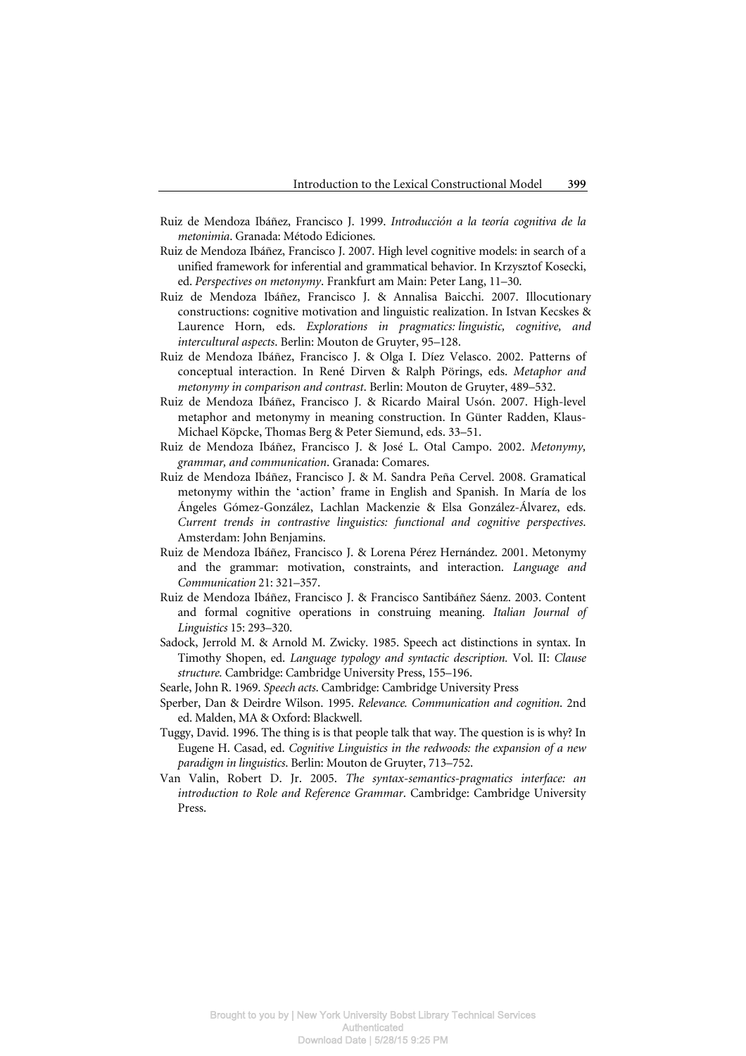Ruiz de Mendoza Ibáñez, Francisco J. 1999. *Introducción a la teoría cognitiva de la metonimia*. Granada: Método Ediciones.

Ruiz de Mendoza Ibáñez, Francisco J. 2007. High level cognitive models: in search of a unified framework for inferential and grammatical behavior. In Krzysztof Kosecki, ed. *Perspectives on metonymy*. Frankfurt am Main: Peter Lang, 11–30.

Ruiz de Mendoza Ibáñez, Francisco J. & Annalisa Baicchi. 2007. Illocutionary constructions: cognitive motivation and linguistic realization. In Istvan Kecskes & Laurence Horn, eds. *Explorations in pragmatics: linguistic, cognitive, and intercultural aspects*. Berlin: Mouton de Gruyter, 95–128.

Ruiz de Mendoza Ibáñez, Francisco J. & Olga I. Díez Velasco. 2002. Patterns of conceptual interaction. In René Dirven & Ralph Pörings, eds. *Metaphor and metonymy in comparison and contrast*. Berlin: Mouton de Gruyter, 489–532.

Ruiz de Mendoza Ibáñez, Francisco J. & Ricardo Mairal Usón. 2007. High-level metaphor and metonymy in meaning construction. In Günter Radden, Klaus-Michael Köpcke, Thomas Berg & Peter Siemund, eds. 33–51.

Ruiz de Mendoza Ibáñez, Francisco J. & José L. Otal Campo. 2002. *Metonymy, grammar, and communication*. Granada: Comares.

Ruiz de Mendoza Ibáñez, Francisco J. & M. Sandra Peña Cervel. 2008. Gramatical metonymy within the 'action' frame in English and Spanish. In María de los Ángeles Gómez-González, Lachlan Mackenzie & Elsa González-Álvarez, eds. *Current trends in contrastive linguistics: functional and cognitive perspectives*. Amsterdam: John Benjamins.

Ruiz de Mendoza Ibáñez, Francisco J. & Lorena Pérez Hernández. 2001. Metonymy and the grammar: motivation, constraints, and interaction. *Language and Communication* 21: 321–357.

Ruiz de Mendoza Ibáñez, Francisco J. & Francisco Santibáñez Sáenz. 2003. Content and formal cognitive operations in construing meaning. *Italian Journal of Linguistics* 15: 293–320.

Sadock, Jerrold M. & Arnold M. Zwicky. 1985. Speech act distinctions in syntax. In Timothy Shopen, ed. *Language typology and syntactic description.* Vol. II: *Clause structure.* Cambridge: Cambridge University Press, 155–196.

Searle, John R. 1969. *Speech acts*. Cambridge: Cambridge University Press

Sperber, Dan & Deirdre Wilson. 1995. *Relevance. Communication and cognition*. 2nd ed. Malden, MA & Oxford: Blackwell.

Tuggy, David. 1996. The thing is is that people talk that way. The question is is why? In Eugene H. Casad, ed. *Cognitive Linguistics in the redwoods: the expansion of a new paradigm in linguistics*. Berlin: Mouton de Gruyter, 713–752.

Van Valin, Robert D. Jr. 2005. *The syntax-semantics-pragmatics interface: an introduction to Role and Reference Grammar*. Cambridge: Cambridge University Press.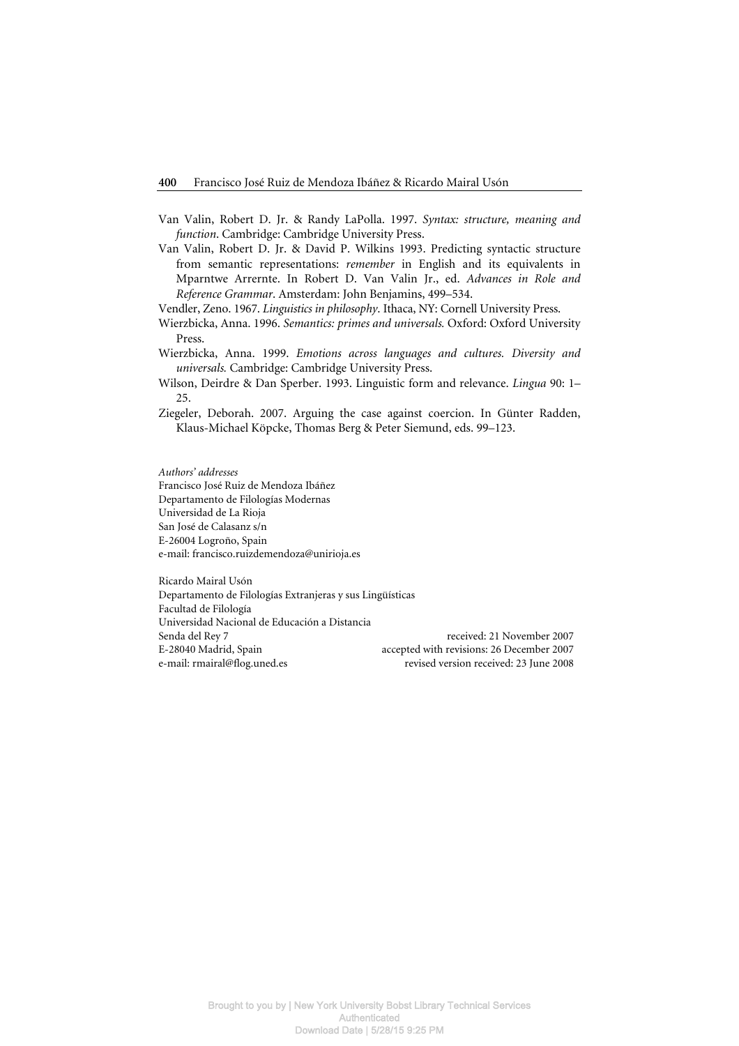Van Valin, Robert D. Jr. & Randy LaPolla. 1997. *Syntax: structure, meaning and function*. Cambridge: Cambridge University Press.

Van Valin, Robert D. Jr. & David P. Wilkins 1993. Predicting syntactic structure from semantic representations: *remember* in English and its equivalents in Mparntwe Arrernte. In Robert D. Van Valin Jr., ed. *Advances in Role and Reference Grammar*. Amsterdam: John Benjamins, 499–534.

Vendler, Zeno. 1967. *Linguistics in philosophy*. Ithaca, NY: Cornell University Press.

Wierzbicka, Anna. 1996. *Semantics: primes and universals.* Oxford: Oxford University Press.

Wierzbicka, Anna. 1999. *Emotions across languages and cultures. Diversity and universals.* Cambridge: Cambridge University Press.

Wilson, Deirdre & Dan Sperber. 1993. Linguistic form and relevance. *Lingua* 90: 1–25.

Ziegeler, Deborah. 2007. Arguing the case against coercion. In Günter Radden, Klaus-Michael Köpcke, Thomas Berg & Peter Siemund, eds. 99–123.

*Authors' addresses*

Francisco José Ruiz de Mendoza Ibáñez
Departamento de Filologías Modernas
Universidad de La Rioja
San José de Calasanz s/n
E-26004 Logroño, Spain
e-mail: francisco.ruizdemendoza@unirioja.es

Ricardo Mairal Usón
Departamento de Filologías Extranjeras y sus Lingüísticas
Facultad de Filología
Universidad Nacional de Educación a Distancia
Senda del Rey 7
E-28040 Madrid, Spain
e-mail: rmairal@flog.uned.es

received: 21 November 2007
accepted with revisions: 26 December 2007
revised version received: 23 June 2008